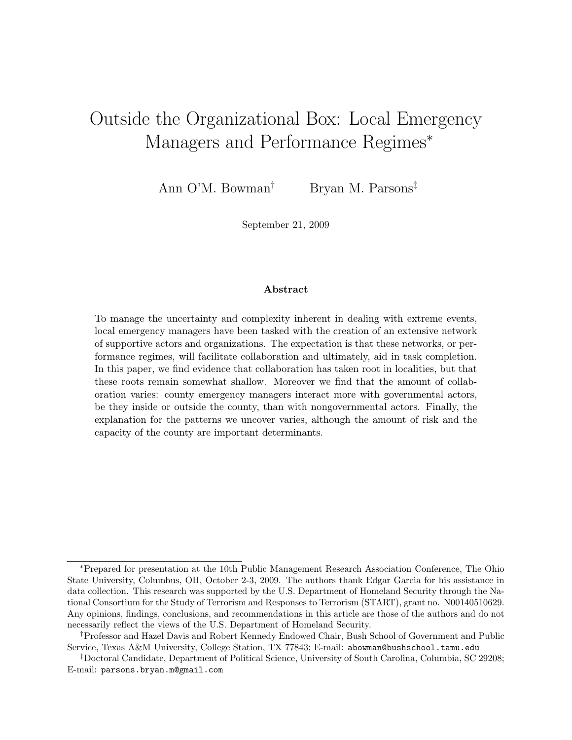# Outside the Organizational Box: Local Emergency Managers and Performance Regimes*

Ann O'M. Bowman† Bryan M. Parsons‡

September 21, 2009

### Abstract

To manage the uncertainty and complexity inherent in dealing with extreme events, local emergency managers have been tasked with the creation of an extensive network of supportive actors and organizations. The expectation is that these networks, or performance regimes, will facilitate collaboration and ultimately, aid in task completion. In this paper, we find evidence that collaboration has taken root in localities, but that these roots remain somewhat shallow. Moreover we find that the amount of collaboration varies: county emergency managers interact more with governmental actors, be they inside or outside the county, than with nongovernmental actors. Finally, the explanation for the patterns we uncover varies, although the amount of risk and the capacity of the county are important determinants.

---

*Prepared for presentation at the 10th Public Management Research Association Conference, The Ohio State University, Columbus, OH, October 2-3, 2009. The authors thank Edgar Garcia for his assistance in data collection. This research was supported by the U.S. Department of Homeland Security through the National Consortium for the Study of Terrorism and Responses to Terrorism (START), grant no. N00140510629. Any opinions, findings, conclusions, and recommendations in this article are those of the authors and do not necessarily reflect the views of the U.S. Department of Homeland Security.

†Professor and Hazel Davis and Robert Kennedy Endowed Chair, Bush School of Government and Public Service, Texas A&M University, College Station, TX 77843; E-mail: abowman@bushschool.tamu.edu

‡Doctoral Candidate, Department of Political Science, University of South Carolina, Columbia, SC 29208; E-mail: parsons.bryan.m@gmail.com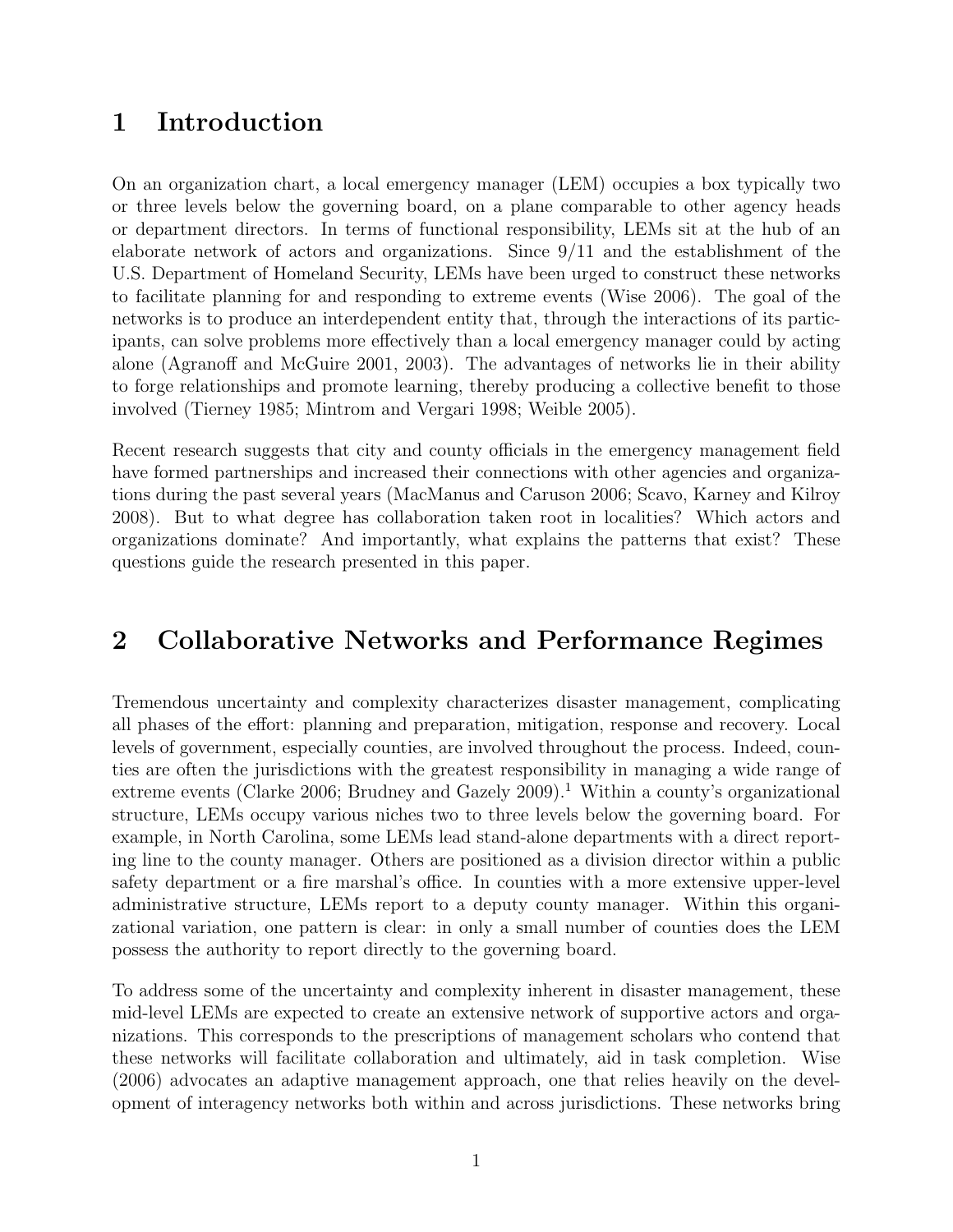# 1 Introduction

On an organization chart, a local emergency manager (LEM) occupies a box typically two or three levels below the governing board, on a plane comparable to other agency heads or department directors. In terms of functional responsibility, LEMs sit at the hub of an elaborate network of actors and organizations. Since 9/11 and the establishment of the U.S. Department of Homeland Security, LEMs have been urged to construct these networks to facilitate planning for and responding to extreme events (Wise 2006). The goal of the networks is to produce an interdependent entity that, through the interactions of its participants, can solve problems more effectively than a local emergency manager could by acting alone (Agranoff and McGuire 2001, 2003). The advantages of networks lie in their ability to forge relationships and promote learning, thereby producing a collective benefit to those involved (Tierney 1985; Mintrom and Vergari 1998; Weible 2005).

Recent research suggests that city and county officials in the emergency management field have formed partnerships and increased their connections with other agencies and organizations during the past several years (MacManus and Caruson 2006; Scavo, Karney and Kilroy 2008). But to what degree has collaboration taken root in localities? Which actors and organizations dominate? And importantly, what explains the patterns that exist? These questions guide the research presented in this paper.

# 2 Collaborative Networks and Performance Regimes

Tremendous uncertainty and complexity characterizes disaster management, complicating all phases of the effort: planning and preparation, mitigation, response and recovery. Local levels of government, especially counties, are involved throughout the process. Indeed, counties are often the jurisdictions with the greatest responsibility in managing a wide range of extreme events (Clarke 2006; Brudney and Gazely 2009).[1] Within a county's organizational structure, LEMs occupy various niches two to three levels below the governing board. For example, in North Carolina, some LEMs lead stand-alone departments with a direct reporting line to the county manager. Others are positioned as a division director within a public safety department or a fire marshal's office. In counties with a more extensive upper-level administrative structure, LEMs report to a deputy county manager. Within this organizational variation, one pattern is clear: in only a small number of counties does the LEM possess the authority to report directly to the governing board.

To address some of the uncertainty and complexity inherent in disaster management, these mid-level LEMs are expected to create an extensive network of supportive actors and organizations. This corresponds to the prescriptions of management scholars who contend that these networks will facilitate collaboration and ultimately, aid in task completion. Wise (2006) advocates an adaptive management approach, one that relies heavily on the development of interagency networks both within and across jurisdictions. These networks bring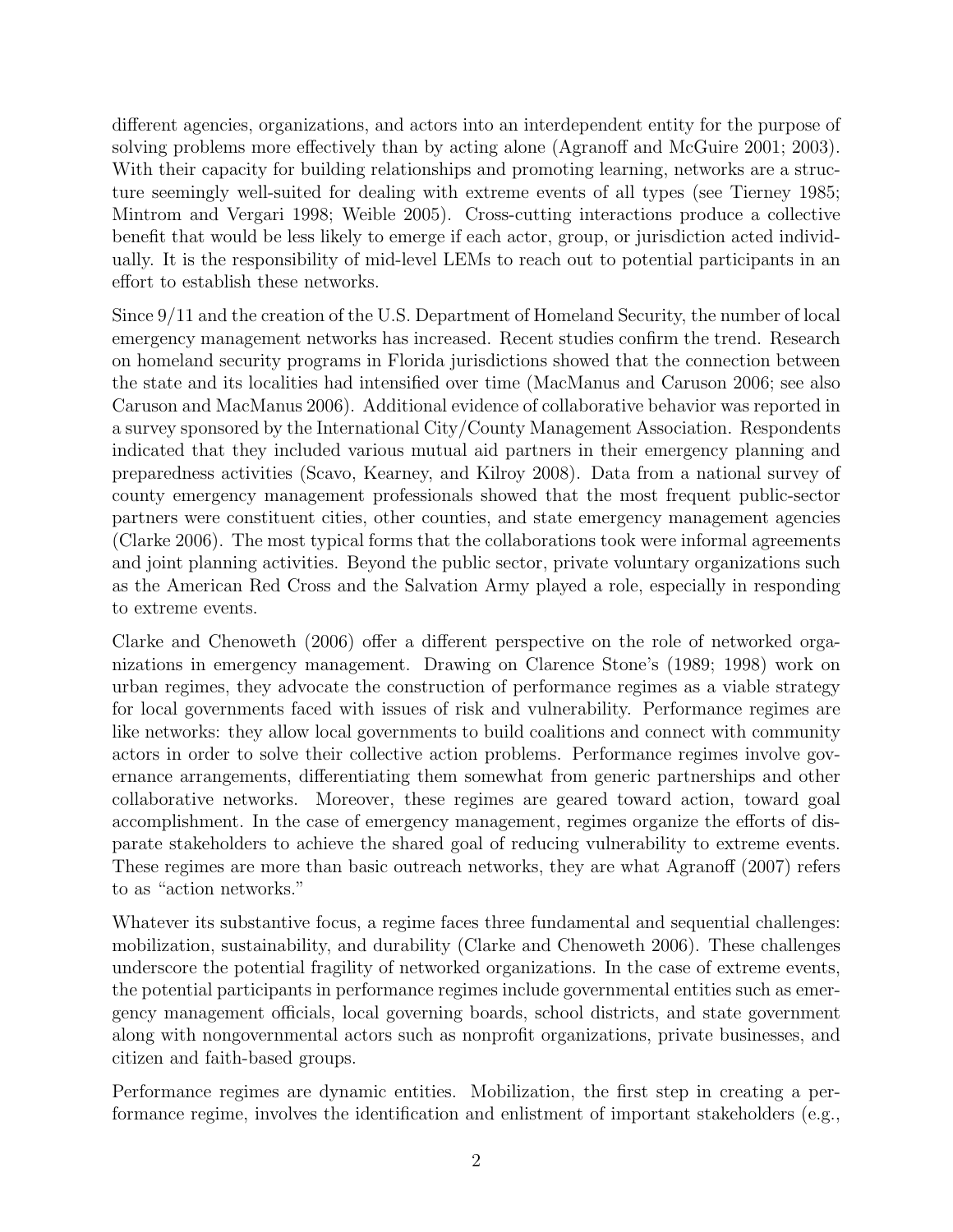different agencies, organizations, and actors into an interdependent entity for the purpose of solving problems more effectively than by acting alone (Agranoff and McGuire 2001; 2003). With their capacity for building relationships and promoting learning, networks are a structure seemingly well-suited for dealing with extreme events of all types (see Tierney 1985; Mintrom and Vergari 1998; Weible 2005). Cross-cutting interactions produce a collective benefit that would be less likely to emerge if each actor, group, or jurisdiction acted individually. It is the responsibility of mid-level LEMs to reach out to potential participants in an effort to establish these networks.

Since 9/11 and the creation of the U.S. Department of Homeland Security, the number of local emergency management networks has increased. Recent studies confirm the trend. Research on homeland security programs in Florida jurisdictions showed that the connection between the state and its localities had intensified over time (MacManus and Caruson 2006; see also Caruson and MacManus 2006). Additional evidence of collaborative behavior was reported in a survey sponsored by the International City/County Management Association. Respondents indicated that they included various mutual aid partners in their emergency planning and preparedness activities (Scavo, Kearney, and Kilroy 2008). Data from a national survey of county emergency management professionals showed that the most frequent public-sector partners were constituent cities, other counties, and state emergency management agencies (Clarke 2006). The most typical forms that the collaborations took were informal agreements and joint planning activities. Beyond the public sector, private voluntary organizations such as the American Red Cross and the Salvation Army played a role, especially in responding to extreme events.

Clarke and Chenoweth (2006) offer a different perspective on the role of networked organizations in emergency management. Drawing on Clarence Stone's (1989; 1998) work on urban regimes, they advocate the construction of performance regimes as a viable strategy for local governments faced with issues of risk and vulnerability. Performance regimes are like networks: they allow local governments to build coalitions and connect with community actors in order to solve their collective action problems. Performance regimes involve governance arrangements, differentiating them somewhat from generic partnerships and other collaborative networks. Moreover, these regimes are geared toward action, toward goal accomplishment. In the case of emergency management, regimes organize the efforts of disparate stakeholders to achieve the shared goal of reducing vulnerability to extreme events. These regimes are more than basic outreach networks, they are what Agranoff (2007) refers to as "action networks."

Whatever its substantive focus, a regime faces three fundamental and sequential challenges: mobilization, sustainability, and durability (Clarke and Chenoweth 2006). These challenges underscore the potential fragility of networked organizations. In the case of extreme events, the potential participants in performance regimes include governmental entities such as emergency management officials, local governing boards, school districts, and state government along with nongovernmental actors such as nonprofit organizations, private businesses, and citizen and faith-based groups.

Performance regimes are dynamic entities. Mobilization, the first step in creating a performance regime, involves the identification and enlistment of important stakeholders (e.g.,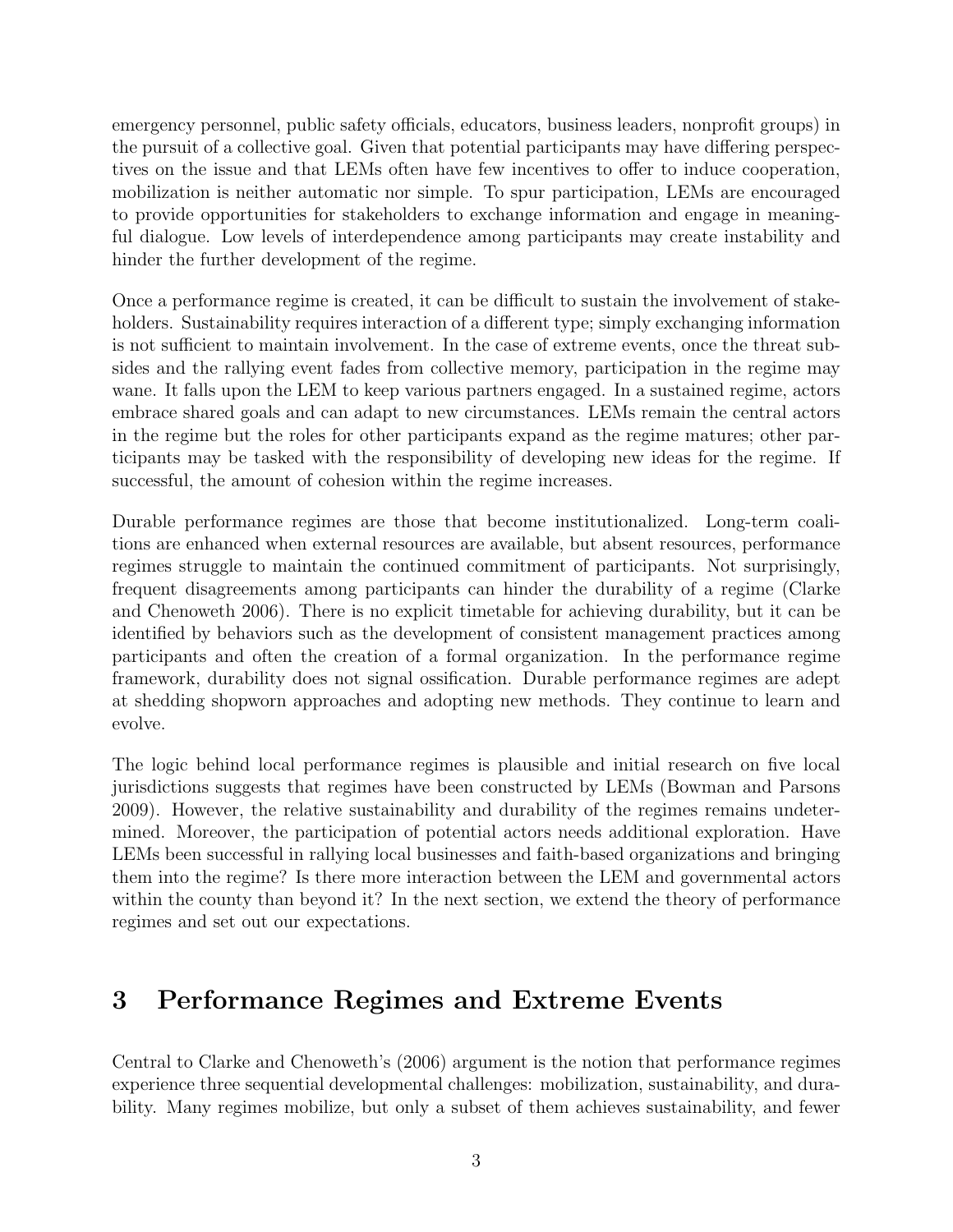emergency personnel, public safety officials, educators, business leaders, nonprofit groups) in the pursuit of a collective goal. Given that potential participants may have differing perspectives on the issue and that LEMs often have few incentives to offer to induce cooperation, mobilization is neither automatic nor simple. To spur participation, LEMs are encouraged to provide opportunities for stakeholders to exchange information and engage in meaningful dialogue. Low levels of interdependence among participants may create instability and hinder the further development of the regime.

Once a performance regime is created, it can be difficult to sustain the involvement of stakeholders. Sustainability requires interaction of a different type; simply exchanging information is not sufficient to maintain involvement. In the case of extreme events, once the threat subsides and the rallying event fades from collective memory, participation in the regime may wane. It falls upon the LEM to keep various partners engaged. In a sustained regime, actors embrace shared goals and can adapt to new circumstances. LEMs remain the central actors in the regime but the roles for other participants expand as the regime matures; other participants may be tasked with the responsibility of developing new ideas for the regime. If successful, the amount of cohesion within the regime increases.

Durable performance regimes are those that become institutionalized. Long-term coalitions are enhanced when external resources are available, but absent resources, performance regimes struggle to maintain the continued commitment of participants. Not surprisingly, frequent disagreements among participants can hinder the durability of a regime (Clarke and Chenoweth 2006). There is no explicit timetable for achieving durability, but it can be identified by behaviors such as the development of consistent management practices among participants and often the creation of a formal organization. In the performance regime framework, durability does not signal ossification. Durable performance regimes are adept at shedding shopworn approaches and adopting new methods. They continue to learn and evolve.

The logic behind local performance regimes is plausible and initial research on five local jurisdictions suggests that regimes have been constructed by LEMs (Bowman and Parsons 2009). However, the relative sustainability and durability of the regimes remains undetermined. Moreover, the participation of potential actors needs additional exploration. Have LEMs been successful in rallying local businesses and faith-based organizations and bringing them into the regime? Is there more interaction between the LEM and governmental actors within the county than beyond it? In the next section, we extend the theory of performance regimes and set out our expectations.

## 3 Performance Regimes and Extreme Events

Central to Clarke and Chenoweth's (2006) argument is the notion that performance regimes experience three sequential developmental challenges: mobilization, sustainability, and durability. Many regimes mobilize, but only a subset of them achieves sustainability, and fewer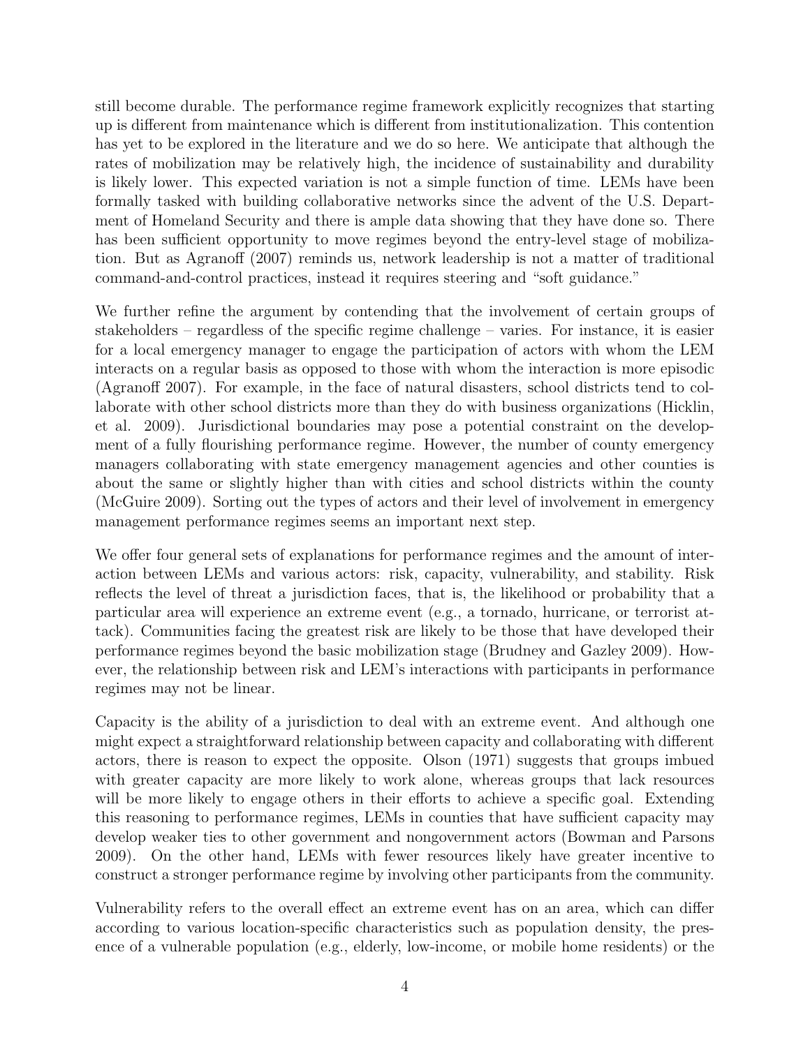still become durable. The performance regime framework explicitly recognizes that starting up is different from maintenance which is different from institutionalization. This contention has yet to be explored in the literature and we do so here. We anticipate that although the rates of mobilization may be relatively high, the incidence of sustainability and durability is likely lower. This expected variation is not a simple function of time. LEMs have been formally tasked with building collaborative networks since the advent of the U.S. Department of Homeland Security and there is ample data showing that they have done so. There has been sufficient opportunity to move regimes beyond the entry-level stage of mobilization. But as Agranoff (2007) reminds us, network leadership is not a matter of traditional command-and-control practices, instead it requires steering and "soft guidance."

We further refine the argument by contending that the involvement of certain groups of stakeholders – regardless of the specific regime challenge – varies. For instance, it is easier for a local emergency manager to engage the participation of actors with whom the LEM interacts on a regular basis as opposed to those with whom the interaction is more episodic (Agranoff 2007). For example, in the face of natural disasters, school districts tend to collaborate with other school districts more than they do with business organizations (Hicklin, et al. 2009). Jurisdictional boundaries may pose a potential constraint on the development of a fully flourishing performance regime. However, the number of county emergency managers collaborating with state emergency management agencies and other counties is about the same or slightly higher than with cities and school districts within the county (McGuire 2009). Sorting out the types of actors and their level of involvement in emergency management performance regimes seems an important next step.

We offer four general sets of explanations for performance regimes and the amount of interaction between LEMs and various actors: risk, capacity, vulnerability, and stability. Risk reflects the level of threat a jurisdiction faces, that is, the likelihood or probability that a particular area will experience an extreme event (e.g., a tornado, hurricane, or terrorist attack). Communities facing the greatest risk are likely to be those that have developed their performance regimes beyond the basic mobilization stage (Brudney and Gazley 2009). However, the relationship between risk and LEM's interactions with participants in performance regimes may not be linear.

Capacity is the ability of a jurisdiction to deal with an extreme event. And although one might expect a straightforward relationship between capacity and collaborating with different actors, there is reason to expect the opposite. Olson (1971) suggests that groups imbued with greater capacity are more likely to work alone, whereas groups that lack resources will be more likely to engage others in their efforts to achieve a specific goal. Extending this reasoning to performance regimes, LEMs in counties that have sufficient capacity may develop weaker ties to other government and nongovernment actors (Bowman and Parsons 2009). On the other hand, LEMs with fewer resources likely have greater incentive to construct a stronger performance regime by involving other participants from the community.

Vulnerability refers to the overall effect an extreme event has on an area, which can differ according to various location-specific characteristics such as population density, the presence of a vulnerable population (e.g., elderly, low-income, or mobile home residents) or the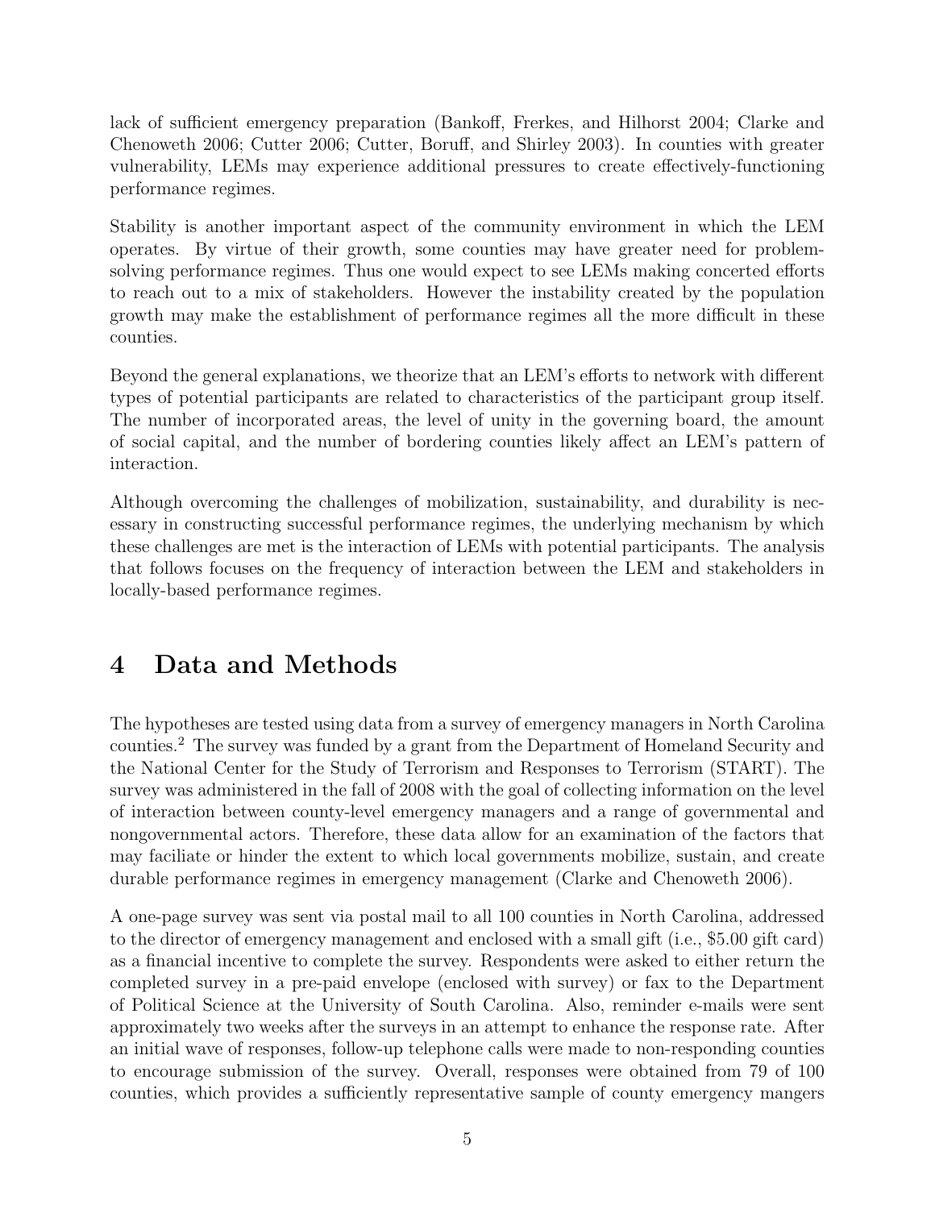lack of sufficient emergency preparation (Bankoff, Frerkes, and Hilhorst 2004; Clarke and Chenoweth 2006; Cutter 2006; Cutter, Boruff, and Shirley 2003). In counties with greater vulnerability, LEMs may experience additional pressures to create effectively-functioning performance regimes.

Stability is another important aspect of the community environment in which the LEM operates. By virtue of their growth, some counties may have greater need for problem-solving performance regimes. Thus one would expect to see LEMs making concerted efforts to reach out to a mix of stakeholders. However the instability created by the population growth may make the establishment of performance regimes all the more difficult in these counties.

Beyond the general explanations, we theorize that an LEM's efforts to network with different types of potential participants are related to characteristics of the participant group itself. The number of incorporated areas, the level of unity in the governing board, the amount of social capital, and the number of bordering counties likely affect an LEM's pattern of interaction.

Although overcoming the challenges of mobilization, sustainability, and durability is necessary in constructing successful performance regimes, the underlying mechanism by which these challenges are met is the interaction of LEMs with potential participants. The analysis that follows focuses on the frequency of interaction between the LEM and stakeholders in locally-based performance regimes.

# 4 Data and Methods

The hypotheses are tested using data from a survey of emergency managers in North Carolina counties.[2] The survey was funded by a grant from the Department of Homeland Security and the National Center for the Study of Terrorism and Responses to Terrorism (START). The survey was administered in the fall of 2008 with the goal of collecting information on the level of interaction between county-level emergency managers and a range of governmental and nongovernmental actors. Therefore, these data allow for an examination of the factors that may faciliate or hinder the extent to which local governments mobilize, sustain, and create durable performance regimes in emergency management (Clarke and Chenoweth 2006).

A one-page survey was sent via postal mail to all 100 counties in North Carolina, addressed to the director of emergency management and enclosed with a small gift (i.e., $5.00 gift card) as a financial incentive to complete the survey. Respondents were asked to either return the completed survey in a pre-paid envelope (enclosed with survey) or fax to the Department of Political Science at the University of South Carolina. Also, reminder e-mails were sent approximately two weeks after the surveys in an attempt to enhance the response rate. After an initial wave of responses, follow-up telephone calls were made to non-responding counties to encourage submission of the survey. Overall, responses were obtained from 79 of 100 counties, which provides a sufficiently representative sample of county emergency mangers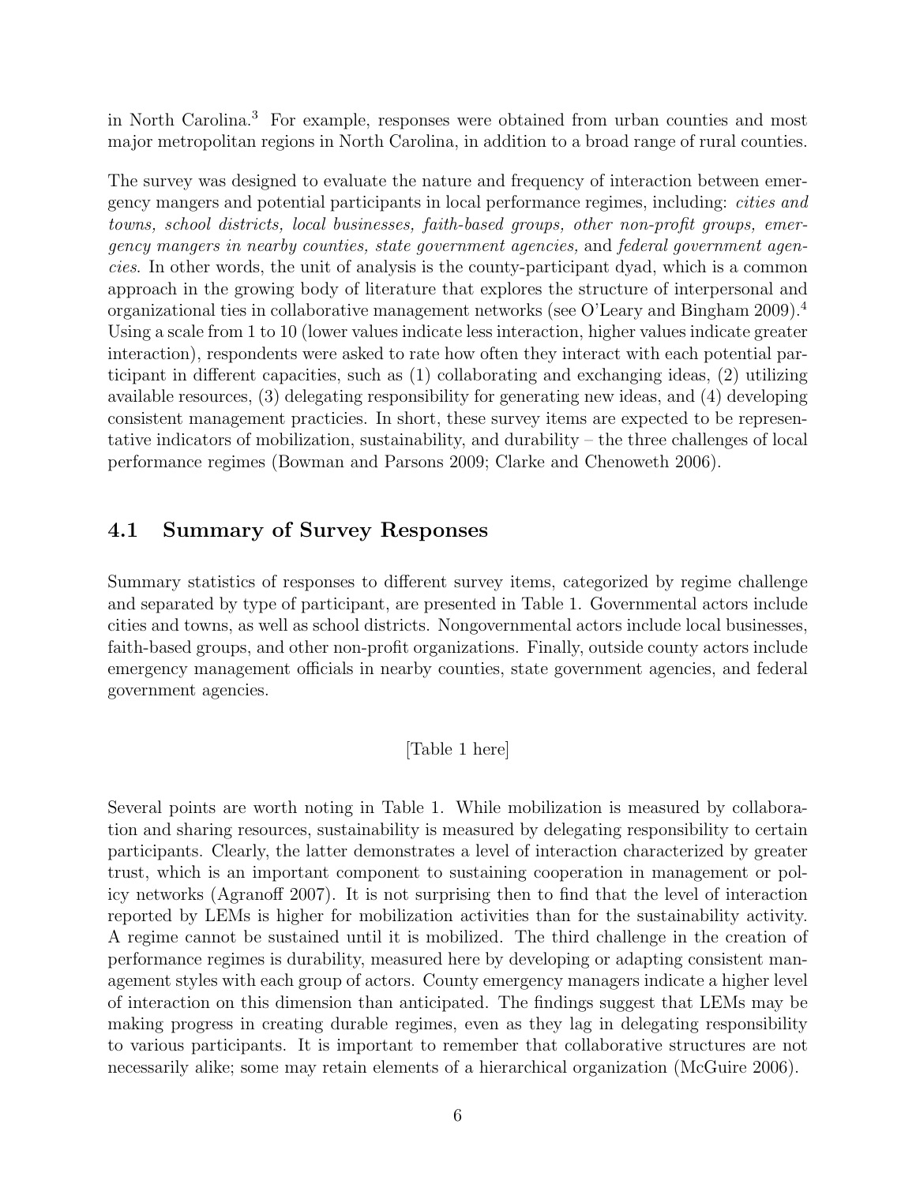in North Carolina.[3] For example, responses were obtained from urban counties and most major metropolitan regions in North Carolina, in addition to a broad range of rural counties.

The survey was designed to evaluate the nature and frequency of interaction between emergency mangers and potential participants in local performance regimes, including: *cities and towns, school districts, local businesses, faith-based groups, other non-profit groups, emergency mangers in nearby counties, state government agencies,* and *federal government agencies*. In other words, the unit of analysis is the county-participant dyad, which is a common approach in the growing body of literature that explores the structure of interpersonal and organizational ties in collaborative management networks (see O'Leary and Bingham 2009).[4] Using a scale from 1 to 10 (lower values indicate less interaction, higher values indicate greater interaction), respondents were asked to rate how often they interact with each potential participant in different capacities, such as (1) collaborating and exchanging ideas, (2) utilizing available resources, (3) delegating responsibility for generating new ideas, and (4) developing consistent management practicies. In short, these survey items are expected to be representative indicators of mobilization, sustainability, and durability – the three challenges of local performance regimes (Bowman and Parsons 2009; Clarke and Chenoweth 2006).

## 4.1 Summary of Survey Responses

Summary statistics of responses to different survey items, categorized by regime challenge and separated by type of participant, are presented in Table 1. Governmental actors include cities and towns, as well as school districts. Nongovernmental actors include local businesses, faith-based groups, and other non-profit organizations. Finally, outside county actors include emergency management officials in nearby counties, state government agencies, and federal government agencies.

[Table 1 here]

Several points are worth noting in Table 1. While mobilization is measured by collaboration and sharing resources, sustainability is measured by delegating responsibility to certain participants. Clearly, the latter demonstrates a level of interaction characterized by greater trust, which is an important component to sustaining cooperation in management or policy networks (Agranoff 2007). It is not surprising then to find that the level of interaction reported by LEMs is higher for mobilization activities than for the sustainability activity. A regime cannot be sustained until it is mobilized. The third challenge in the creation of performance regimes is durability, measured here by developing or adapting consistent management styles with each group of actors. County emergency managers indicate a higher level of interaction on this dimension than anticipated. The findings suggest that LEMs may be making progress in creating durable regimes, even as they lag in delegating responsibility to various participants. It is important to remember that collaborative structures are not necessarily alike; some may retain elements of a hierarchical organization (McGuire 2006).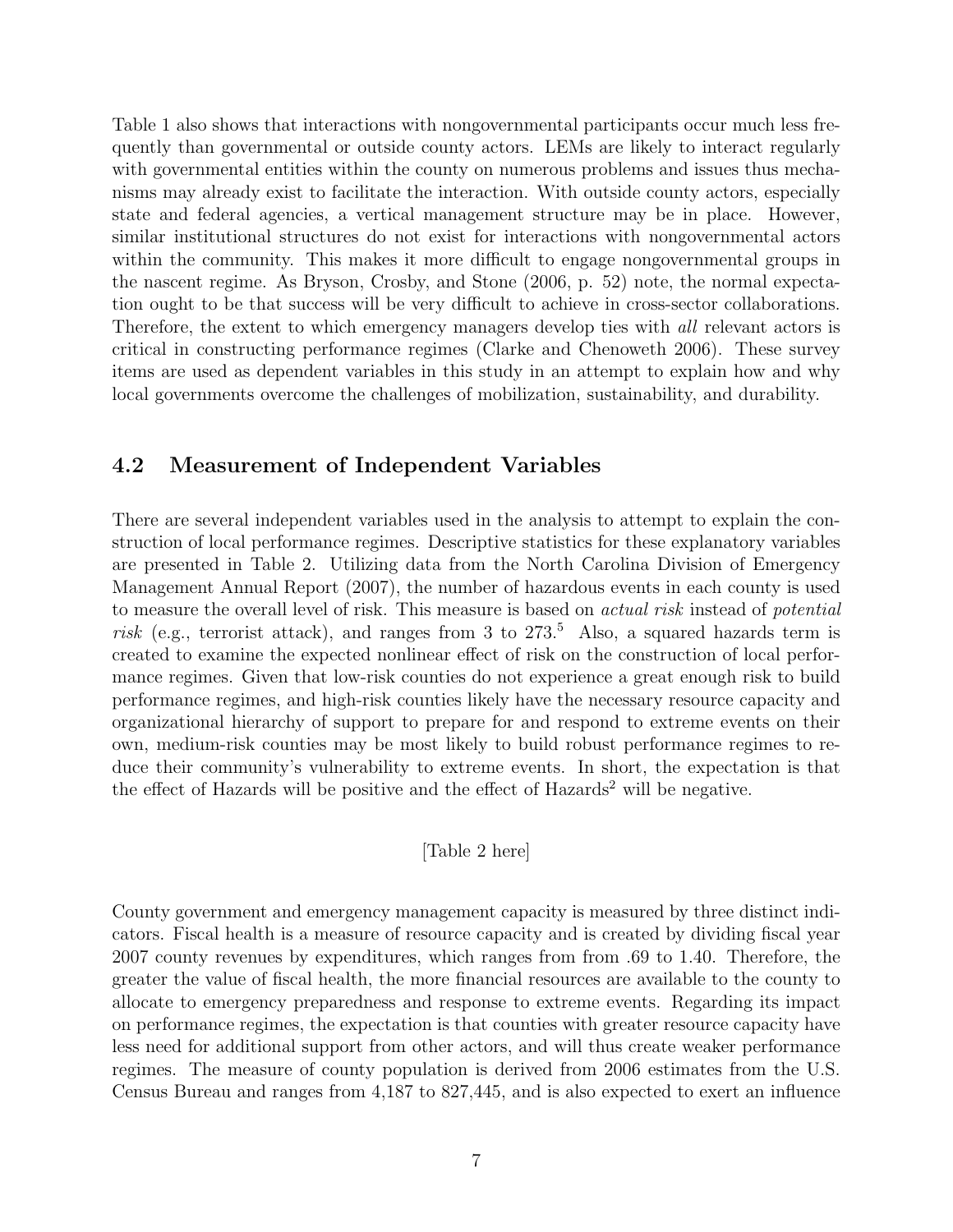Table 1 also shows that interactions with nongovernmental participants occur much less frequently than governmental or outside county actors. LEMs are likely to interact regularly with governmental entities within the county on numerous problems and issues thus mechanisms may already exist to facilitate the interaction. With outside county actors, especially state and federal agencies, a vertical management structure may be in place. However, similar institutional structures do not exist for interactions with nongovernmental actors within the community. This makes it more difficult to engage nongovernmental groups in the nascent regime. As Bryson, Crosby, and Stone (2006, p. 52) note, the normal expectation ought to be that success will be very difficult to achieve in cross-sector collaborations. Therefore, the extent to which emergency managers develop ties with *all* relevant actors is critical in constructing performance regimes (Clarke and Chenoweth 2006). These survey items are used as dependent variables in this study in an attempt to explain how and why local governments overcome the challenges of mobilization, sustainability, and durability.

## 4.2 Measurement of Independent Variables

There are several independent variables used in the analysis to attempt to explain the construction of local performance regimes. Descriptive statistics for these explanatory variables are presented in Table 2. Utilizing data from the North Carolina Division of Emergency Management Annual Report (2007), the number of hazardous events in each county is used to measure the overall level of risk. This measure is based on *actual risk* instead of *potential risk* (e.g., terrorist attack), and ranges from 3 to 273.[5] Also, a squared hazards term is created to examine the expected nonlinear effect of risk on the construction of local performance regimes. Given that low-risk counties do not experience a great enough risk to build performance regimes, and high-risk counties likely have the necessary resource capacity and organizational hierarchy of support to prepare for and respond to extreme events on their own, medium-risk counties may be most likely to build robust performance regimes to reduce their community's vulnerability to extreme events. In short, the expectation is that the effect of Hazards will be positive and the effect of $\text{Hazards}^2$ will be negative.

[Table 2 here]

County government and emergency management capacity is measured by three distinct indicators. Fiscal health is a measure of resource capacity and is created by dividing fiscal year 2007 county revenues by expenditures, which ranges from from .69 to 1.40. Therefore, the greater the value of fiscal health, the more financial resources are available to the county to allocate to emergency preparedness and response to extreme events. Regarding its impact on performance regimes, the expectation is that counties with greater resource capacity have less need for additional support from other actors, and will thus create weaker performance regimes. The measure of county population is derived from 2006 estimates from the U.S. Census Bureau and ranges from 4,187 to 827,445, and is also expected to exert an influence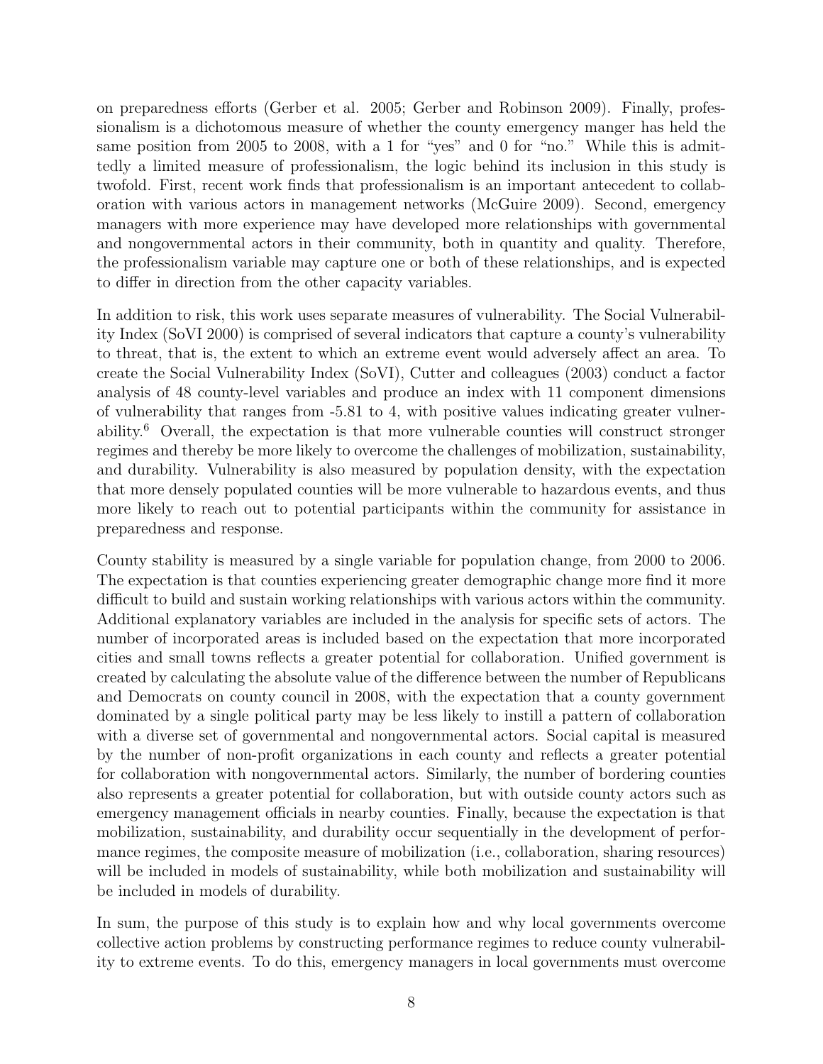on preparedness efforts (Gerber et al. 2005; Gerber and Robinson 2009). Finally, professionalism is a dichotomous measure of whether the county emergency manger has held the same position from 2005 to 2008, with a 1 for "yes" and 0 for "no." While this is admittedly a limited measure of professionalism, the logic behind its inclusion in this study is twofold. First, recent work finds that professionalism is an important antecedent to collaboration with various actors in management networks (McGuire 2009). Second, emergency managers with more experience may have developed more relationships with governmental and nongovernmental actors in their community, both in quantity and quality. Therefore, the professionalism variable may capture one or both of these relationships, and is expected to differ in direction from the other capacity variables.

In addition to risk, this work uses separate measures of vulnerability. The Social Vulnerability Index (SoVI 2000) is comprised of several indicators that capture a county's vulnerability to threat, that is, the extent to which an extreme event would adversely affect an area. To create the Social Vulnerability Index (SoVI), Cutter and colleagues (2003) conduct a factor analysis of 48 county-level variables and produce an index with 11 component dimensions of vulnerability that ranges from -5.81 to 4, with positive values indicating greater vulnerability.[6] Overall, the expectation is that more vulnerable counties will construct stronger regimes and thereby be more likely to overcome the challenges of mobilization, sustainability, and durability. Vulnerability is also measured by population density, with the expectation that more densely populated counties will be more vulnerable to hazardous events, and thus more likely to reach out to potential participants within the community for assistance in preparedness and response.

County stability is measured by a single variable for population change, from 2000 to 2006. The expectation is that counties experiencing greater demographic change more find it more difficult to build and sustain working relationships with various actors within the community. Additional explanatory variables are included in the analysis for specific sets of actors. The number of incorporated areas is included based on the expectation that more incorporated cities and small towns reflects a greater potential for collaboration. Unified government is created by calculating the absolute value of the difference between the number of Republicans and Democrats on county council in 2008, with the expectation that a county government dominated by a single political party may be less likely to instill a pattern of collaboration with a diverse set of governmental and nongovernmental actors. Social capital is measured by the number of non-profit organizations in each county and reflects a greater potential for collaboration with nongovernmental actors. Similarly, the number of bordering counties also represents a greater potential for collaboration, but with outside county actors such as emergency management officials in nearby counties. Finally, because the expectation is that mobilization, sustainability, and durability occur sequentially in the development of performance regimes, the composite measure of mobilization (i.e., collaboration, sharing resources) will be included in models of sustainability, while both mobilization and sustainability will be included in models of durability.

In sum, the purpose of this study is to explain how and why local governments overcome collective action problems by constructing performance regimes to reduce county vulnerability to extreme events. To do this, emergency managers in local governments must overcome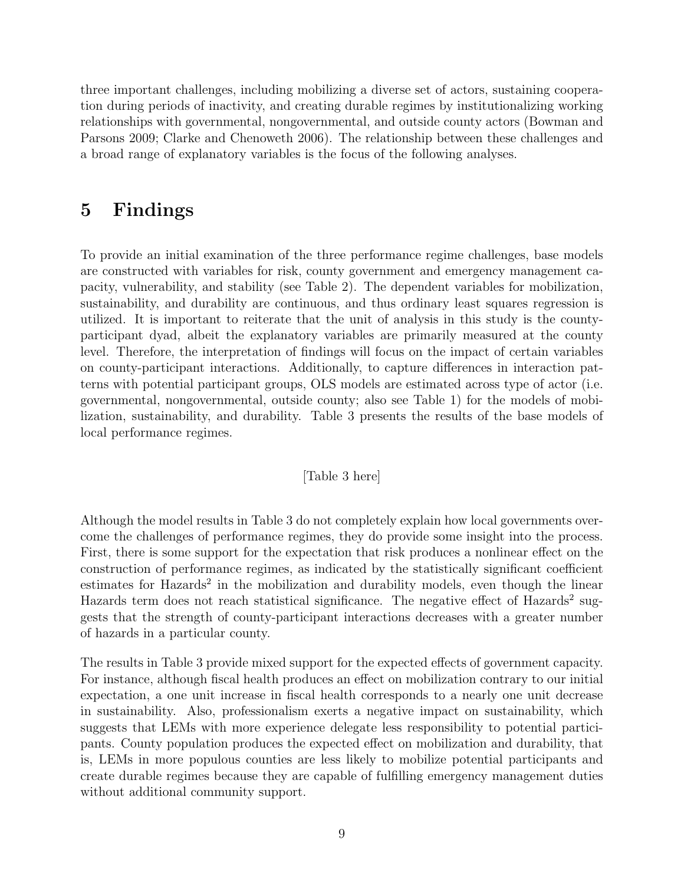three important challenges, including mobilizing a diverse set of actors, sustaining cooperation during periods of inactivity, and creating durable regimes by institutionalizing working relationships with governmental, nongovernmental, and outside county actors (Bowman and Parsons 2009; Clarke and Chenoweth 2006). The relationship between these challenges and a broad range of explanatory variables is the focus of the following analyses.

## 5 Findings

To provide an initial examination of the three performance regime challenges, base models are constructed with variables for risk, county government and emergency management capacity, vulnerability, and stability (see Table 2). The dependent variables for mobilization, sustainability, and durability are continuous, and thus ordinary least squares regression is utilized. It is important to reiterate that the unit of analysis in this study is the county-participant dyad, albeit the explanatory variables are primarily measured at the county level. Therefore, the interpretation of findings will focus on the impact of certain variables on county-participant interactions. Additionally, to capture differences in interaction patterns with potential participant groups, OLS models are estimated across type of actor (i.e. governmental, nongovernmental, outside county; also see Table 1) for the models of mobilization, sustainability, and durability. Table 3 presents the results of the base models of local performance regimes.

[Table 3 here]

Although the model results in Table 3 do not completely explain how local governments overcome the challenges of performance regimes, they do provide some insight into the process. First, there is some support for the expectation that risk produces a nonlinear effect on the construction of performance regimes, as indicated by the statistically significant coefficient estimates for Hazards$^2$ in the mobilization and durability models, even though the linear Hazards term does not reach statistical significance. The negative effect of Hazards$^2$ suggests that the strength of county-participant interactions decreases with a greater number of hazards in a particular county.

The results in Table 3 provide mixed support for the expected effects of government capacity. For instance, although fiscal health produces an effect on mobilization contrary to our initial expectation, a one unit increase in fiscal health corresponds to a nearly one unit decrease in sustainability. Also, professionalism exerts a negative impact on sustainability, which suggests that LEMs with more experience delegate less responsibility to potential participants. County population produces the expected effect on mobilization and durability, that is, LEMs in more populous counties are less likely to mobilize potential participants and create durable regimes because they are capable of fulfilling emergency management duties without additional community support.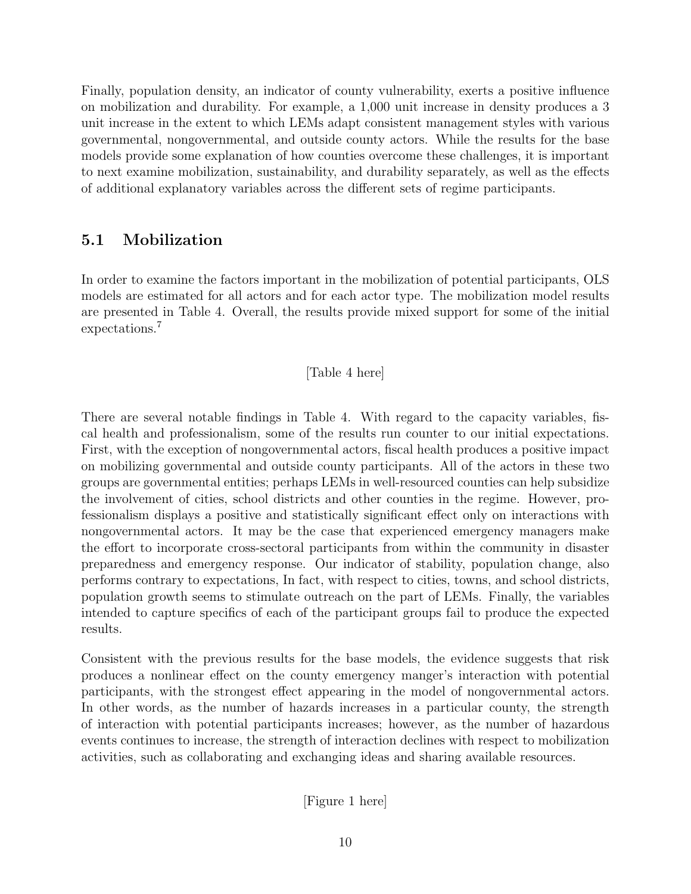Finally, population density, an indicator of county vulnerability, exerts a positive influence on mobilization and durability. For example, a 1,000 unit increase in density produces a 3 unit increase in the extent to which LEMs adapt consistent management styles with various governmental, nongovernmental, and outside county actors. While the results for the base models provide some explanation of how counties overcome these challenges, it is important to next examine mobilization, sustainability, and durability separately, as well as the effects of additional explanatory variables across the different sets of regime participants.

## 5.1 Mobilization

In order to examine the factors important in the mobilization of potential participants, OLS models are estimated for all actors and for each actor type. The mobilization model results are presented in Table 4. Overall, the results provide mixed support for some of the initial expectations.[7]

[Table 4 here]

There are several notable findings in Table 4. With regard to the capacity variables, fiscal health and professionalism, some of the results run counter to our initial expectations. First, with the exception of nongovernmental actors, fiscal health produces a positive impact on mobilizing governmental and outside county participants. All of the actors in these two groups are governmental entities; perhaps LEMs in well-resourced counties can help subsidize the involvement of cities, school districts and other counties in the regime. However, professionalism displays a positive and statistically significant effect only on interactions with nongovernmental actors. It may be the case that experienced emergency managers make the effort to incorporate cross-sectoral participants from within the community in disaster preparedness and emergency response. Our indicator of stability, population change, also performs contrary to expectations, In fact, with respect to cities, towns, and school districts, population growth seems to stimulate outreach on the part of LEMs. Finally, the variables intended to capture specifics of each of the participant groups fail to produce the expected results.

Consistent with the previous results for the base models, the evidence suggests that risk produces a nonlinear effect on the county emergency manger's interaction with potential participants, with the strongest effect appearing in the model of nongovernmental actors. In other words, as the number of hazards increases in a particular county, the strength of interaction with potential participants increases; however, as the number of hazardous events continues to increase, the strength of interaction declines with respect to mobilization activities, such as collaborating and exchanging ideas and sharing available resources.

[Figure 1 here]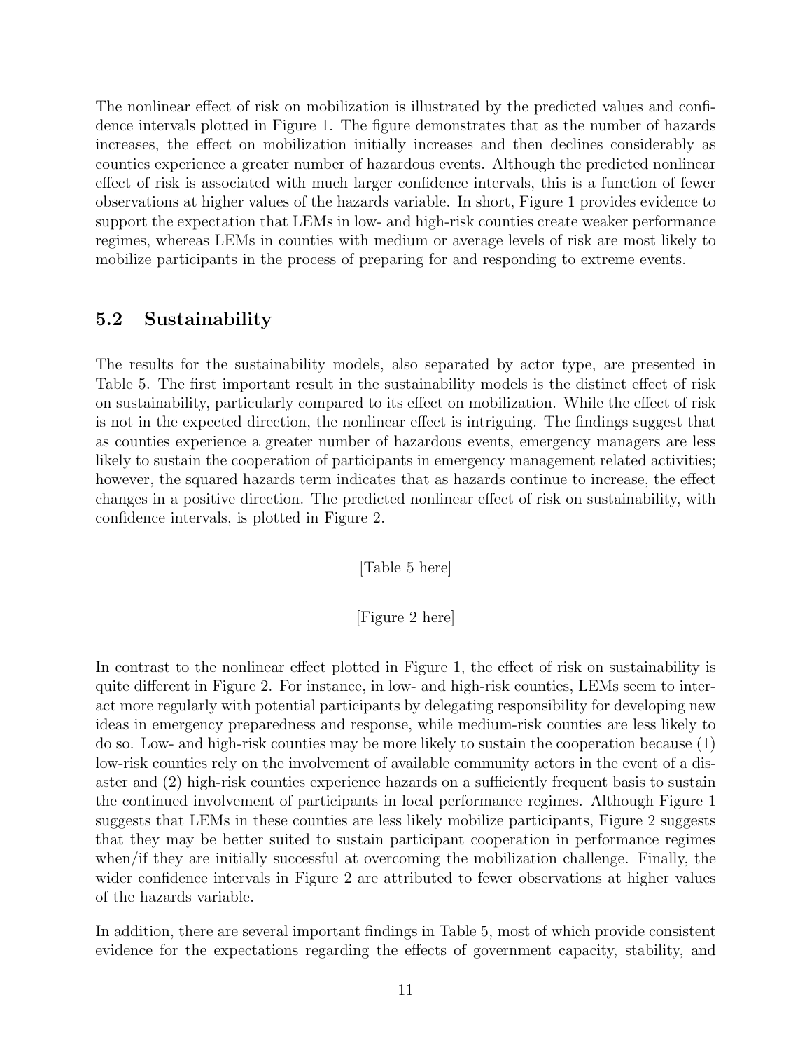The nonlinear effect of risk on mobilization is illustrated by the predicted values and confidence intervals plotted in Figure 1. The figure demonstrates that as the number of hazards increases, the effect on mobilization initially increases and then declines considerably as counties experience a greater number of hazardous events. Although the predicted nonlinear effect of risk is associated with much larger confidence intervals, this is a function of fewer observations at higher values of the hazards variable. In short, Figure 1 provides evidence to support the expectation that LEMs in low- and high-risk counties create weaker performance regimes, whereas LEMs in counties with medium or average levels of risk are most likely to mobilize participants in the process of preparing for and responding to extreme events.

### 5.2 Sustainability

The results for the sustainability models, also separated by actor type, are presented in Table 5. The first important result in the sustainability models is the distinct effect of risk on sustainability, particularly compared to its effect on mobilization. While the effect of risk is not in the expected direction, the nonlinear effect is intriguing. The findings suggest that as counties experience a greater number of hazardous events, emergency managers are less likely to sustain the cooperation of participants in emergency management related activities; however, the squared hazards term indicates that as hazards continue to increase, the effect changes in a positive direction. The predicted nonlinear effect of risk on sustainability, with confidence intervals, is plotted in Figure 2.

[Table 5 here]

[Figure 2 here]

In contrast to the nonlinear effect plotted in Figure 1, the effect of risk on sustainability is quite different in Figure 2. For instance, in low- and high-risk counties, LEMs seem to interact more regularly with potential participants by delegating responsibility for developing new ideas in emergency preparedness and response, while medium-risk counties are less likely to do so. Low- and high-risk counties may be more likely to sustain the cooperation because (1) low-risk counties rely on the involvement of available community actors in the event of a disaster and (2) high-risk counties experience hazards on a sufficiently frequent basis to sustain the continued involvement of participants in local performance regimes. Although Figure 1 suggests that LEMs in these counties are less likely mobilize participants, Figure 2 suggests that they may be better suited to sustain participant cooperation in performance regimes when/if they are initially successful at overcoming the mobilization challenge. Finally, the wider confidence intervals in Figure 2 are attributed to fewer observations at higher values of the hazards variable.

In addition, there are several important findings in Table 5, most of which provide consistent evidence for the expectations regarding the effects of government capacity, stability, and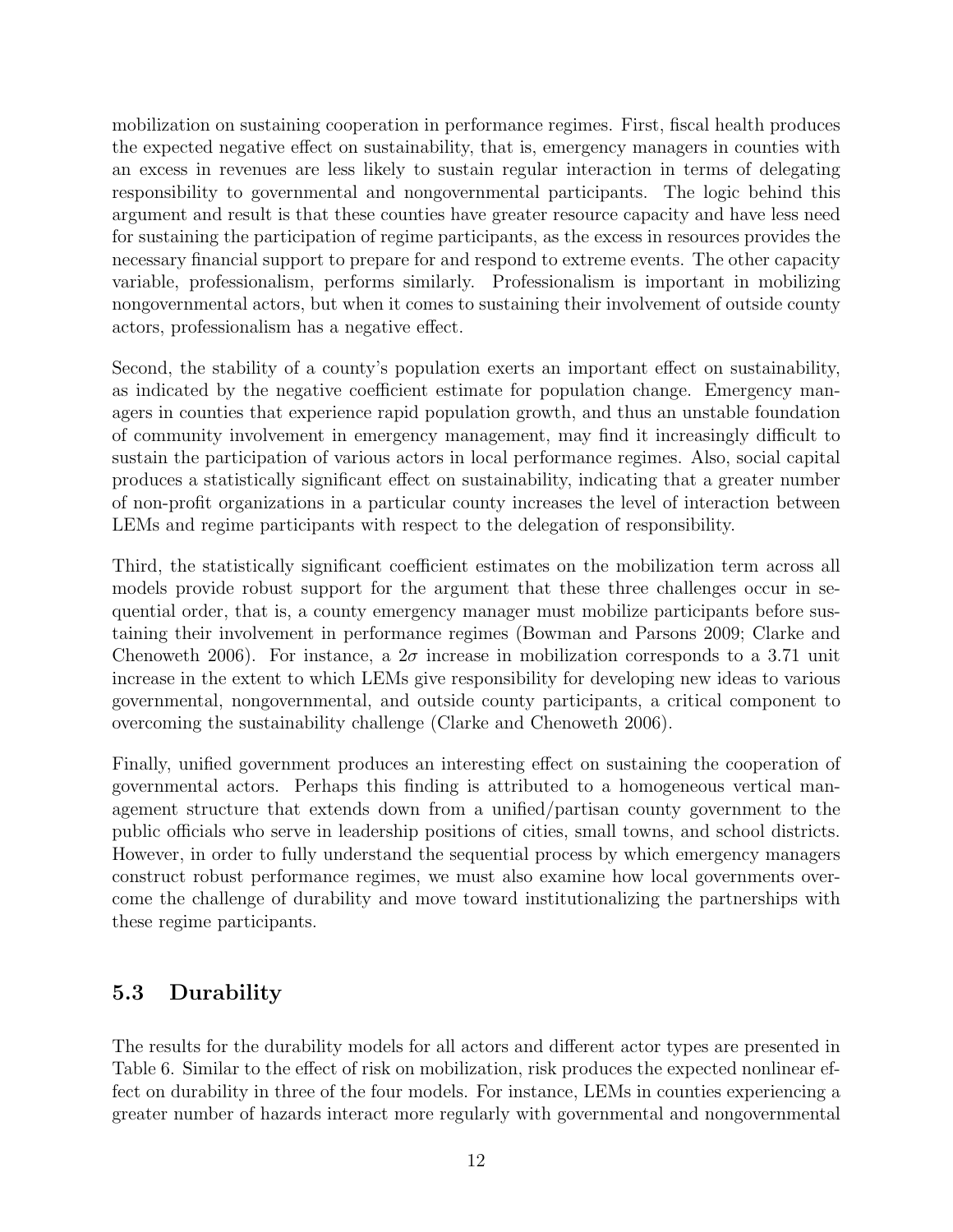mobilization on sustaining cooperation in performance regimes. First, fiscal health produces the expected negative effect on sustainability, that is, emergency managers in counties with an excess in revenues are less likely to sustain regular interaction in terms of delegating responsibility to governmental and nongovernmental participants. The logic behind this argument and result is that these counties have greater resource capacity and have less need for sustaining the participation of regime participants, as the excess in resources provides the necessary financial support to prepare for and respond to extreme events. The other capacity variable, professionalism, performs similarly. Professionalism is important in mobilizing nongovernmental actors, but when it comes to sustaining their involvement of outside county actors, professionalism has a negative effect.

Second, the stability of a county's population exerts an important effect on sustainability, as indicated by the negative coefficient estimate for population change. Emergency managers in counties that experience rapid population growth, and thus an unstable foundation of community involvement in emergency management, may find it increasingly difficult to sustain the participation of various actors in local performance regimes. Also, social capital produces a statistically significant effect on sustainability, indicating that a greater number of non-profit organizations in a particular county increases the level of interaction between LEMs and regime participants with respect to the delegation of responsibility.

Third, the statistically significant coefficient estimates on the mobilization term across all models provide robust support for the argument that these three challenges occur in sequential order, that is, a county emergency manager must mobilize participants before sustaining their involvement in performance regimes (Bowman and Parsons 2009; Clarke and Chenoweth 2006). For instance, a $2\sigma$ increase in mobilization corresponds to a 3.71 unit increase in the extent to which LEMs give responsibility for developing new ideas to various governmental, nongovernmental, and outside county participants, a critical component to overcoming the sustainability challenge (Clarke and Chenoweth 2006).

Finally, unified government produces an interesting effect on sustaining the cooperation of governmental actors. Perhaps this finding is attributed to a homogeneous vertical management structure that extends down from a unified/partisan county government to the public officials who serve in leadership positions of cities, small towns, and school districts. However, in order to fully understand the sequential process by which emergency managers construct robust performance regimes, we must also examine how local governments overcome the challenge of durability and move toward institutionalizing the partnerships with these regime participants.

## 5.3 Durability

The results for the durability models for all actors and different actor types are presented in Table 6. Similar to the effect of risk on mobilization, risk produces the expected nonlinear effect on durability in three of the four models. For instance, LEMs in counties experiencing a greater number of hazards interact more regularly with governmental and nongovernmental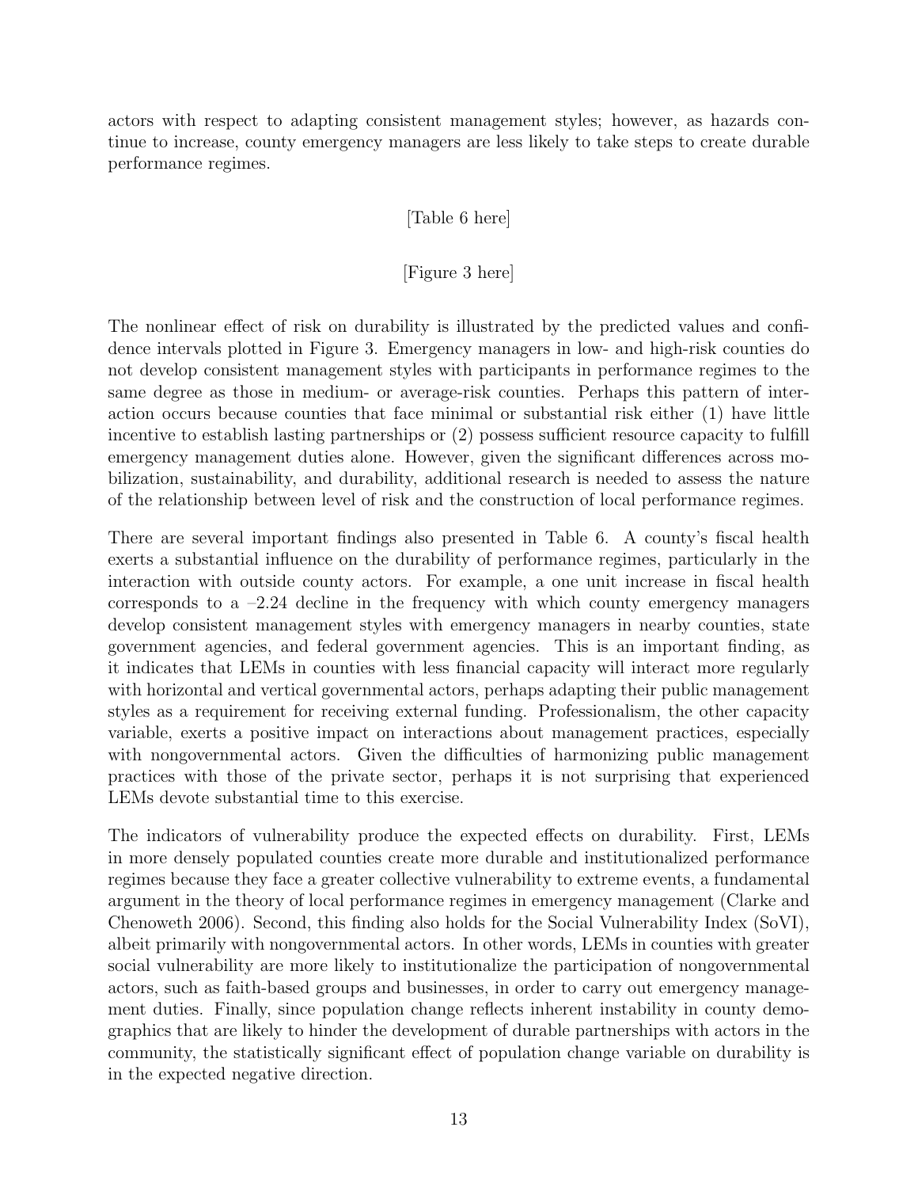actors with respect to adapting consistent management styles; however, as hazards continue to increase, county emergency managers are less likely to take steps to create durable performance regimes.

[Table 6 here]

[Figure 3 here]

The nonlinear effect of risk on durability is illustrated by the predicted values and confidence intervals plotted in Figure 3. Emergency managers in low- and high-risk counties do not develop consistent management styles with participants in performance regimes to the same degree as those in medium- or average-risk counties. Perhaps this pattern of interaction occurs because counties that face minimal or substantial risk either (1) have little incentive to establish lasting partnerships or (2) possess sufficient resource capacity to fulfill emergency management duties alone. However, given the significant differences across mobilization, sustainability, and durability, additional research is needed to assess the nature of the relationship between level of risk and the construction of local performance regimes.

There are several important findings also presented in Table 6. A county's fiscal health exerts a substantial influence on the durability of performance regimes, particularly in the interaction with outside county actors. For example, a one unit increase in fiscal health corresponds to a –2.24 decline in the frequency with which county emergency managers develop consistent management styles with emergency managers in nearby counties, state government agencies, and federal government agencies. This is an important finding, as it indicates that LEMs in counties with less financial capacity will interact more regularly with horizontal and vertical governmental actors, perhaps adapting their public management styles as a requirement for receiving external funding. Professionalism, the other capacity variable, exerts a positive impact on interactions about management practices, especially with nongovernmental actors. Given the difficulties of harmonizing public management practices with those of the private sector, perhaps it is not surprising that experienced LEMs devote substantial time to this exercise.

The indicators of vulnerability produce the expected effects on durability. First, LEMs in more densely populated counties create more durable and institutionalized performance regimes because they face a greater collective vulnerability to extreme events, a fundamental argument in the theory of local performance regimes in emergency management (Clarke and Chenoweth 2006). Second, this finding also holds for the Social Vulnerability Index (SoVI), albeit primarily with nongovernmental actors. In other words, LEMs in counties with greater social vulnerability are more likely to institutionalize the participation of nongovernmental actors, such as faith-based groups and businesses, in order to carry out emergency management duties. Finally, since population change reflects inherent instability in county demographics that are likely to hinder the development of durable partnerships with actors in the community, the statistically significant effect of population change variable on durability is in the expected negative direction.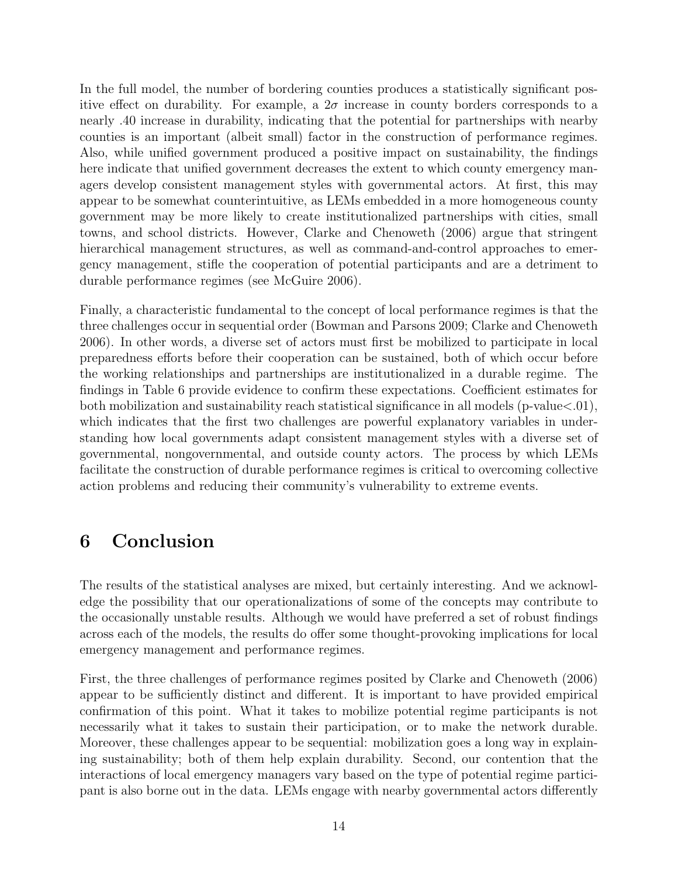In the full model, the number of bordering counties produces a statistically significant positive effect on durability. For example, a $2\sigma$ increase in county borders corresponds to a nearly .40 increase in durability, indicating that the potential for partnerships with nearby counties is an important (albeit small) factor in the construction of performance regimes. Also, while unified government produced a positive impact on sustainability, the findings here indicate that unified government decreases the extent to which county emergency managers develop consistent management styles with governmental actors. At first, this may appear to be somewhat counterintuitive, as LEMs embedded in a more homogeneous county government may be more likely to create institutionalized partnerships with cities, small towns, and school districts. However, Clarke and Chenoweth (2006) argue that stringent hierarchical management structures, as well as command-and-control approaches to emergency management, stifle the cooperation of potential participants and are a detriment to durable performance regimes (see McGuire 2006).

Finally, a characteristic fundamental to the concept of local performance regimes is that the three challenges occur in sequential order (Bowman and Parsons 2009; Clarke and Chenoweth 2006). In other words, a diverse set of actors must first be mobilized to participate in local preparedness efforts before their cooperation can be sustained, both of which occur before the working relationships and partnerships are institutionalized in a durable regime. The findings in Table 6 provide evidence to confirm these expectations. Coefficient estimates for both mobilization and sustainability reach statistical significance in all models (p-value$<$.01), which indicates that the first two challenges are powerful explanatory variables in understanding how local governments adapt consistent management styles with a diverse set of governmental, nongovernmental, and outside county actors. The process by which LEMs facilitate the construction of durable performance regimes is critical to overcoming collective action problems and reducing their community's vulnerability to extreme events.

# 6 Conclusion

The results of the statistical analyses are mixed, but certainly interesting. And we acknowledge the possibility that our operationalizations of some of the concepts may contribute to the occasionally unstable results. Although we would have preferred a set of robust findings across each of the models, the results do offer some thought-provoking implications for local emergency management and performance regimes.

First, the three challenges of performance regimes posited by Clarke and Chenoweth (2006) appear to be sufficiently distinct and different. It is important to have provided empirical confirmation of this point. What it takes to mobilize potential regime participants is not necessarily what it takes to sustain their participation, or to make the network durable. Moreover, these challenges appear to be sequential: mobilization goes a long way in explaining sustainability; both of them help explain durability. Second, our contention that the interactions of local emergency managers vary based on the type of potential regime participant is also borne out in the data. LEMs engage with nearby governmental actors differently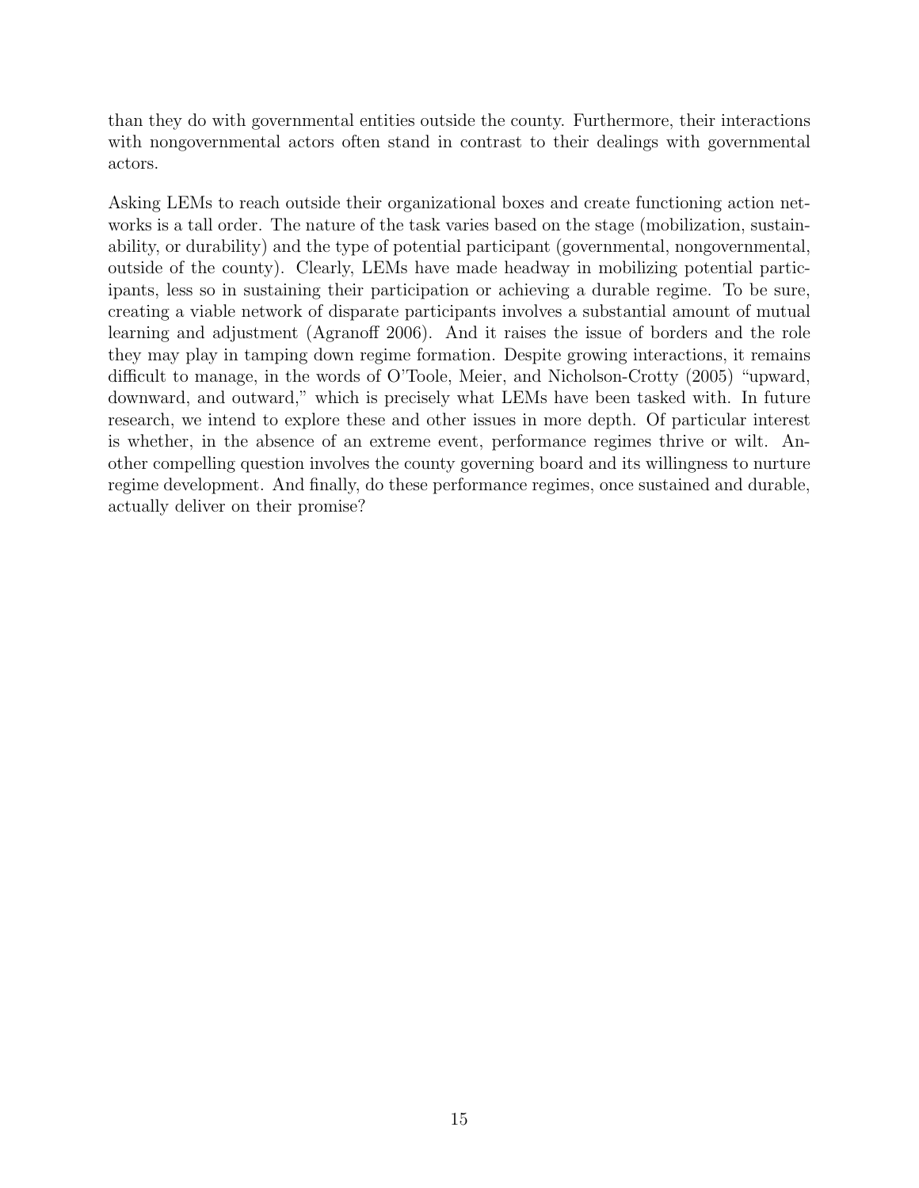than they do with governmental entities outside the county. Furthermore, their interactions with nongovernmental actors often stand in contrast to their dealings with governmental actors.

Asking LEMs to reach outside their organizational boxes and create functioning action networks is a tall order. The nature of the task varies based on the stage (mobilization, sustainability, or durability) and the type of potential participant (governmental, nongovernmental, outside of the county). Clearly, LEMs have made headway in mobilizing potential participants, less so in sustaining their participation or achieving a durable regime. To be sure, creating a viable network of disparate participants involves a substantial amount of mutual learning and adjustment (Agranoff 2006). And it raises the issue of borders and the role they may play in tamping down regime formation. Despite growing interactions, it remains difficult to manage, in the words of O'Toole, Meier, and Nicholson-Crotty (2005) "upward, downward, and outward," which is precisely what LEMs have been tasked with. In future research, we intend to explore these and other issues in more depth. Of particular interest is whether, in the absence of an extreme event, performance regimes thrive or wilt. Another compelling question involves the county governing board and its willingness to nurture regime development. And finally, do these performance regimes, once sustained and durable, actually deliver on their promise?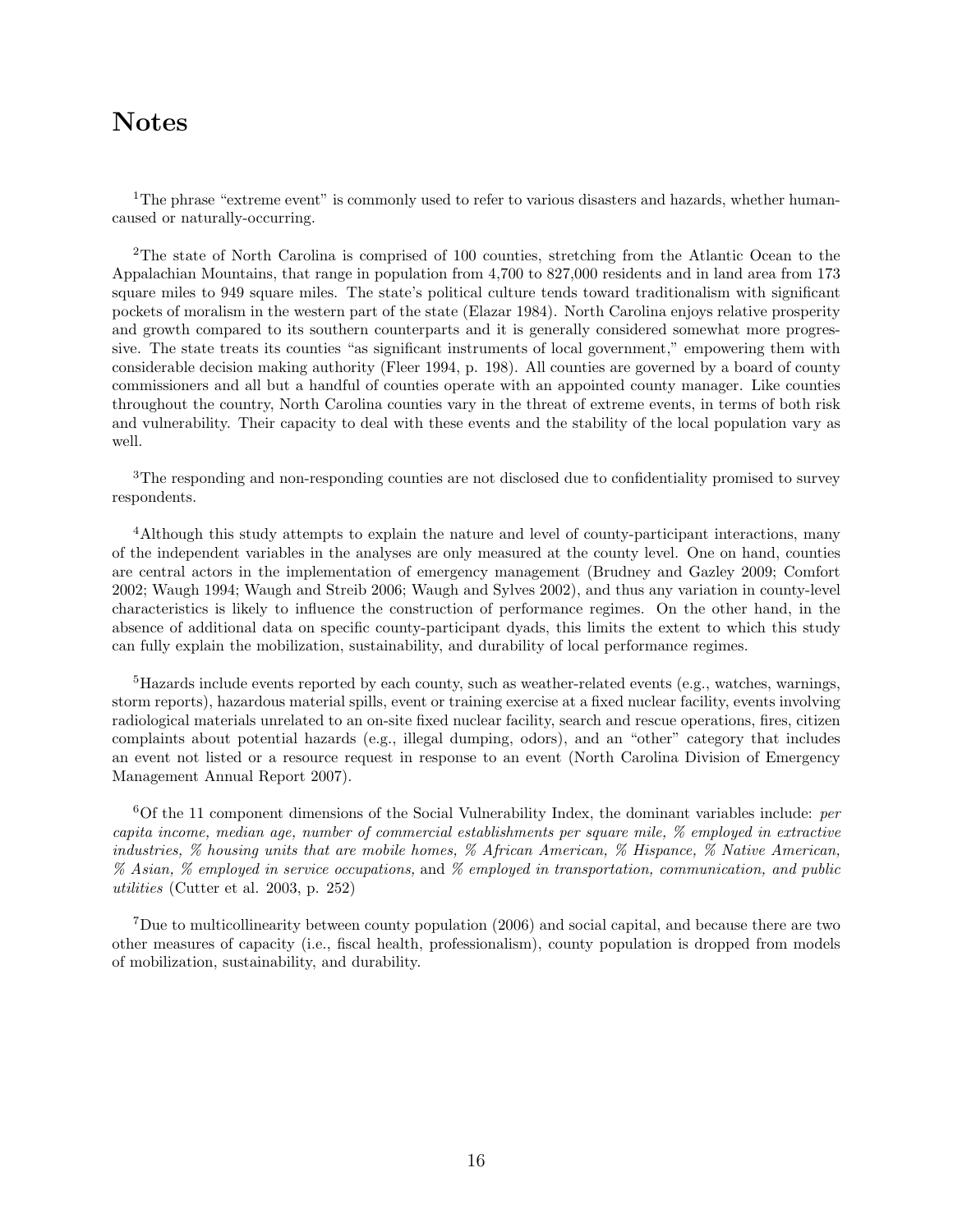# Notes

[1]The phrase "extreme event" is commonly used to refer to various disasters and hazards, whether human-caused or naturally-occurring.

[2]The state of North Carolina is comprised of 100 counties, stretching from the Atlantic Ocean to the Appalachian Mountains, that range in population from 4,700 to 827,000 residents and in land area from 173 square miles to 949 square miles. The state's political culture tends toward traditionalism with significant pockets of moralism in the western part of the state (Elazar 1984). North Carolina enjoys relative prosperity and growth compared to its southern counterparts and it is generally considered somewhat more progressive. The state treats its counties "as significant instruments of local government," empowering them with considerable decision making authority (Fleer 1994, p. 198). All counties are governed by a board of county commissioners and all but a handful of counties operate with an appointed county manager. Like counties throughout the country, North Carolina counties vary in the threat of extreme events, in terms of both risk and vulnerability. Their capacity to deal with these events and the stability of the local population vary as well.

[3]The responding and non-responding counties are not disclosed due to confidentiality promised to survey respondents.

[4]Although this study attempts to explain the nature and level of county-participant interactions, many of the independent variables in the analyses are only measured at the county level. One on hand, counties are central actors in the implementation of emergency management (Brudney and Gazley 2009; Comfort 2002; Waugh 1994; Waugh and Streib 2006; Waugh and Sylves 2002), and thus any variation in county-level characteristics is likely to influence the construction of performance regimes. On the other hand, in the absence of additional data on specific county-participant dyads, this limits the extent to which this study can fully explain the mobilization, sustainability, and durability of local performance regimes.

[5]Hazards include events reported by each county, such as weather-related events (e.g., watches, warnings, storm reports), hazardous material spills, event or training exercise at a fixed nuclear facility, events involving radiological materials unrelated to an on-site fixed nuclear facility, search and rescue operations, fires, citizen complaints about potential hazards (e.g., illegal dumping, odors), and an "other" category that includes an event not listed or a resource request in response to an event (North Carolina Division of Emergency Management Annual Report 2007).

[6]Of the 11 component dimensions of the Social Vulnerability Index, the dominant variables include: *per capita income, median age, number of commercial establishments per square mile, % employed in extractive industries, % housing units that are mobile homes, % African American, % Hispance, % Native American, % Asian, % employed in service occupations,* and *% employed in transportation, communication, and public utilities* (Cutter et al. 2003, p. 252)

[7]Due to multicollinearity between county population (2006) and social capital, and because there are two other measures of capacity (i.e., fiscal health, professionalism), county population is dropped from models of mobilization, sustainability, and durability.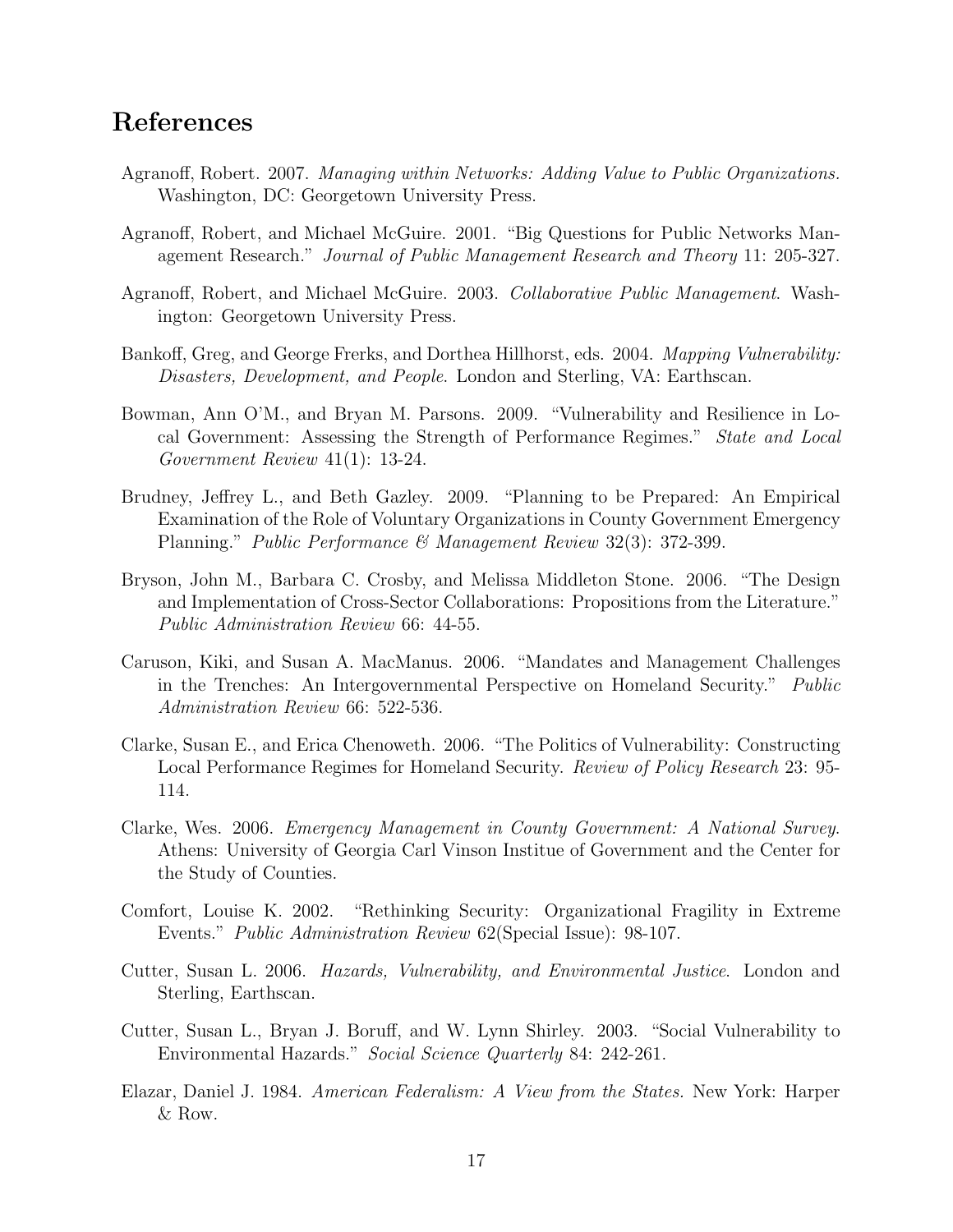## References

Agranoff, Robert. 2007. *Managing within Networks: Adding Value to Public Organizations.* Washington, DC: Georgetown University Press.

Agranoff, Robert, and Michael McGuire. 2001. "Big Questions for Public Networks Management Research." *Journal of Public Management Research and Theory* 11: 205-327.

Agranoff, Robert, and Michael McGuire. 2003. *Collaborative Public Management*. Washington: Georgetown University Press.

Bankoff, Greg, and George Frerks, and Dorthea Hillhorst, eds. 2004. *Mapping Vulnerability: Disasters, Development, and People*. London and Sterling, VA: Earthscan.

Bowman, Ann O'M., and Bryan M. Parsons. 2009. "Vulnerability and Resilience in Local Government: Assessing the Strength of Performance Regimes." *State and Local Government Review* 41(1): 13-24.

Brudney, Jeffrey L., and Beth Gazley. 2009. "Planning to be Prepared: An Empirical Examination of the Role of Voluntary Organizations in County Government Emergency Planning." *Public Performance & Management Review* 32(3): 372-399.

Bryson, John M., Barbara C. Crosby, and Melissa Middleton Stone. 2006. "The Design and Implementation of Cross-Sector Collaborations: Propositions from the Literature." *Public Administration Review* 66: 44-55.

Caruson, Kiki, and Susan A. MacManus. 2006. "Mandates and Management Challenges in the Trenches: An Intergovernmental Perspective on Homeland Security." *Public Administration Review* 66: 522-536.

Clarke, Susan E., and Erica Chenoweth. 2006. "The Politics of Vulnerability: Constructing Local Performance Regimes for Homeland Security. *Review of Policy Research* 23: 95-114.

Clarke, Wes. 2006. *Emergency Management in County Government: A National Survey.* Athens: University of Georgia Carl Vinson Institue of Government and the Center for the Study of Counties.

Comfort, Louise K. 2002. "Rethinking Security: Organizational Fragility in Extreme Events." *Public Administration Review* 62(Special Issue): 98-107.

Cutter, Susan L. 2006. *Hazards, Vulnerability, and Environmental Justice*. London and Sterling, Earthscan.

Cutter, Susan L., Bryan J. Boruff, and W. Lynn Shirley. 2003. "Social Vulnerability to Environmental Hazards." *Social Science Quarterly* 84: 242-261.

Elazar, Daniel J. 1984. *American Federalism: A View from the States.* New York: Harper & Row.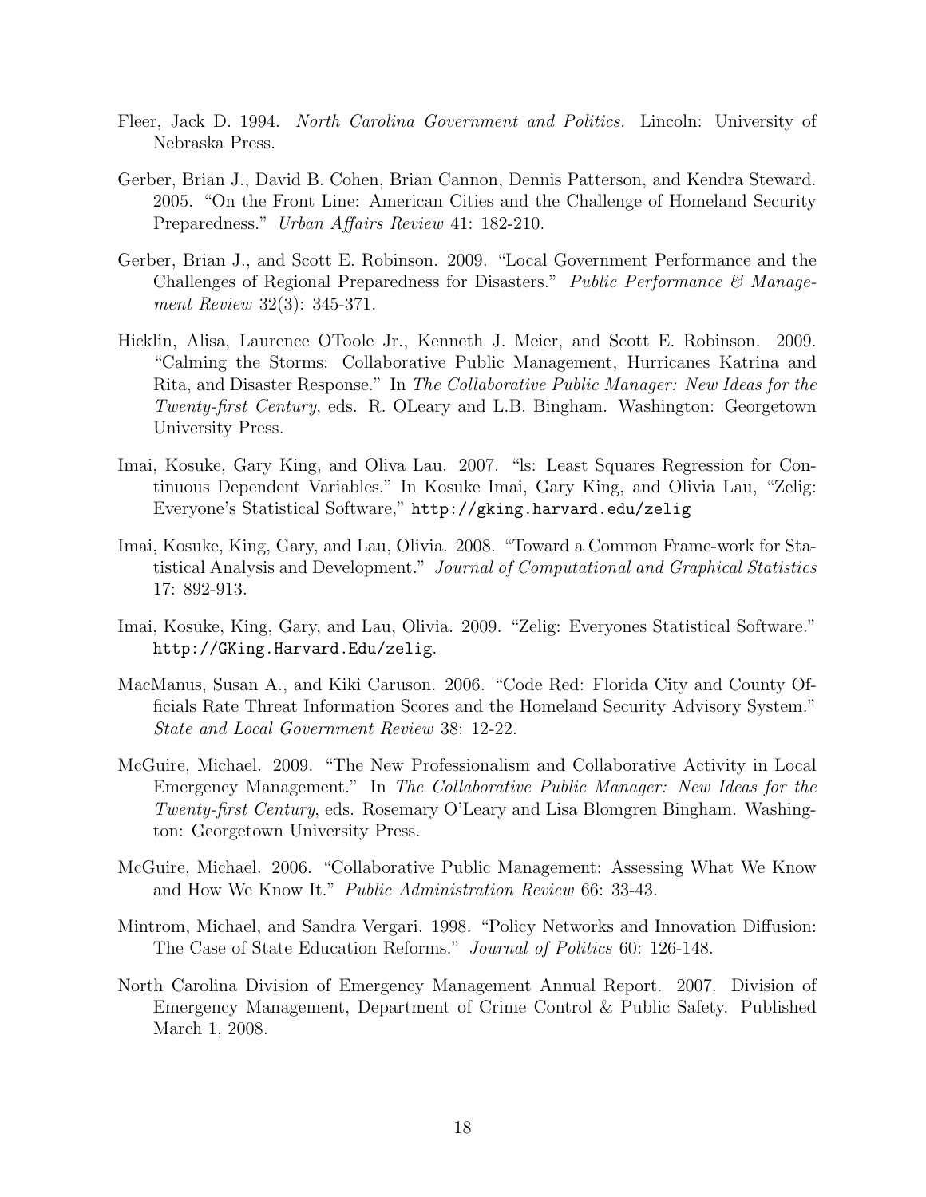Fleer, Jack D. 1994. *North Carolina Government and Politics.* Lincoln: University of Nebraska Press.

Gerber, Brian J., David B. Cohen, Brian Cannon, Dennis Patterson, and Kendra Steward. 2005. "On the Front Line: American Cities and the Challenge of Homeland Security Preparedness." *Urban Affairs Review* 41: 182-210.

Gerber, Brian J., and Scott E. Robinson. 2009. "Local Government Performance and the Challenges of Regional Preparedness for Disasters." *Public Performance & Management Review* 32(3): 345-371.

Hicklin, Alisa, Laurence OToole Jr., Kenneth J. Meier, and Scott E. Robinson. 2009. "Calming the Storms: Collaborative Public Management, Hurricanes Katrina and Rita, and Disaster Response." In *The Collaborative Public Manager: New Ideas for the Twenty-first Century*, eds. R. OLeary and L.B. Bingham. Washington: Georgetown University Press.

Imai, Kosuke, Gary King, and Oliva Lau. 2007. "ls: Least Squares Regression for Continuous Dependent Variables." In Kosuke Imai, Gary King, and Olivia Lau, "Zelig: Everyone's Statistical Software," `http://gking.harvard.edu/zelig`

Imai, Kosuke, King, Gary, and Lau, Olivia. 2008. "Toward a Common Frame-work for Statistical Analysis and Development." *Journal of Computational and Graphical Statistics* 17: 892-913.

Imai, Kosuke, King, Gary, and Lau, Olivia. 2009. "Zelig: Everyones Statistical Software." `http://GKing.Harvard.Edu/zelig`.

MacManus, Susan A., and Kiki Caruson. 2006. "Code Red: Florida City and County Officials Rate Threat Information Scores and the Homeland Security Advisory System." *State and Local Government Review* 38: 12-22.

McGuire, Michael. 2009. "The New Professionalism and Collaborative Activity in Local Emergency Management." In *The Collaborative Public Manager: New Ideas for the Twenty-first Century*, eds. Rosemary O'Leary and Lisa Blomgren Bingham. Washington: Georgetown University Press.

McGuire, Michael. 2006. "Collaborative Public Management: Assessing What We Know and How We Know It." *Public Administration Review* 66: 33-43.

Mintrom, Michael, and Sandra Vergari. 1998. "Policy Networks and Innovation Diffusion: The Case of State Education Reforms." *Journal of Politics* 60: 126-148.

North Carolina Division of Emergency Management Annual Report. 2007. Division of Emergency Management, Department of Crime Control & Public Safety. Published March 1, 2008.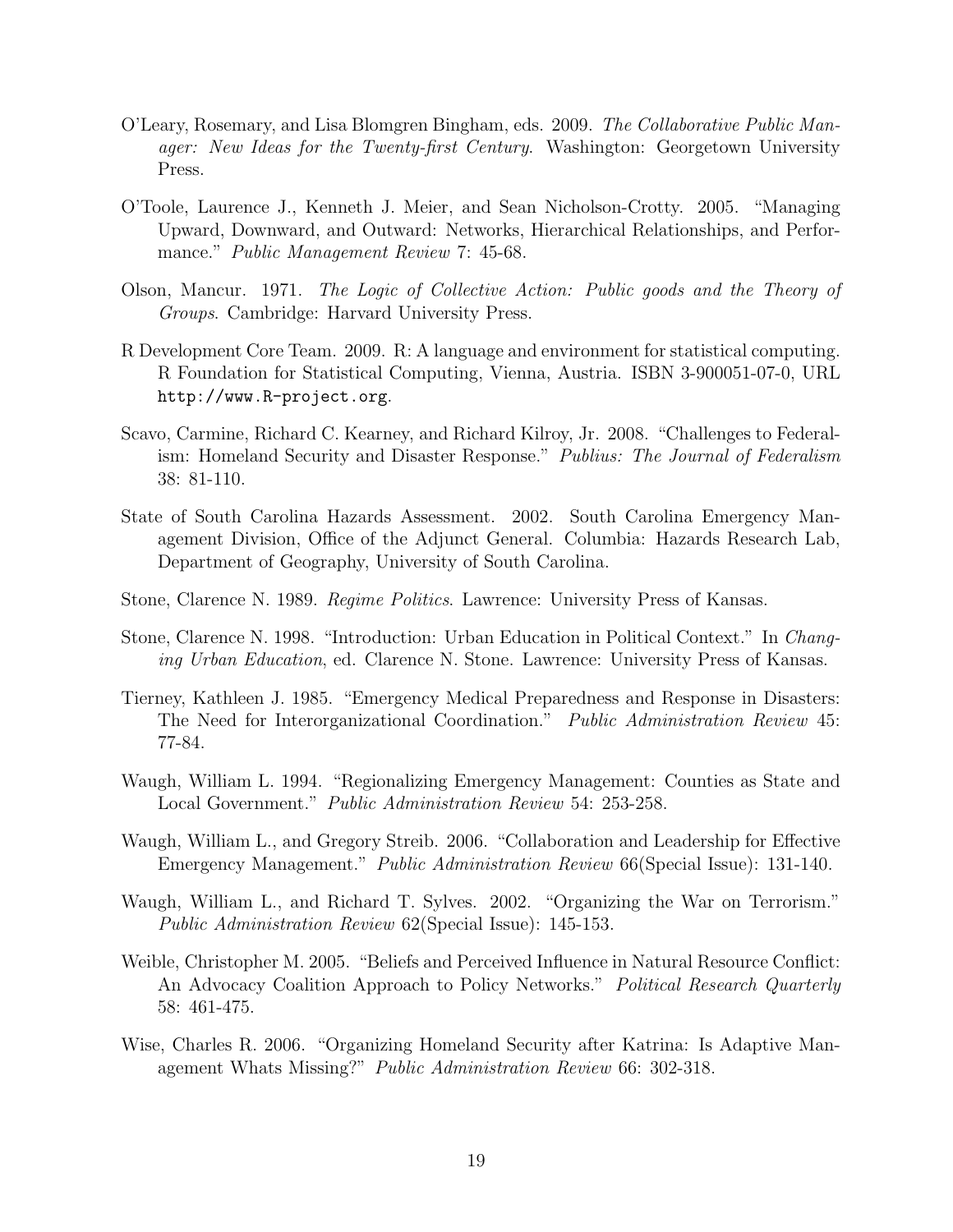O'Leary, Rosemary, and Lisa Blomgren Bingham, eds. 2009. *The Collaborative Public Manager: New Ideas for the Twenty-first Century*. Washington: Georgetown University Press.

O'Toole, Laurence J., Kenneth J. Meier, and Sean Nicholson-Crotty. 2005. "Managing Upward, Downward, and Outward: Networks, Hierarchical Relationships, and Performance." *Public Management Review* 7: 45-68.

Olson, Mancur. 1971. *The Logic of Collective Action: Public goods and the Theory of Groups*. Cambridge: Harvard University Press.

R Development Core Team. 2009. R: A language and environment for statistical computing. R Foundation for Statistical Computing, Vienna, Austria. ISBN 3-900051-07-0, URL `http://www.R-project.org`.

Scavo, Carmine, Richard C. Kearney, and Richard Kilroy, Jr. 2008. "Challenges to Federalism: Homeland Security and Disaster Response." *Publius: The Journal of Federalism* 38: 81-110.

State of South Carolina Hazards Assessment. 2002. South Carolina Emergency Management Division, Office of the Adjunct General. Columbia: Hazards Research Lab, Department of Geography, University of South Carolina.

Stone, Clarence N. 1989. *Regime Politics*. Lawrence: University Press of Kansas.

Stone, Clarence N. 1998. "Introduction: Urban Education in Political Context." In *Changing Urban Education*, ed. Clarence N. Stone. Lawrence: University Press of Kansas.

Tierney, Kathleen J. 1985. "Emergency Medical Preparedness and Response in Disasters: The Need for Interorganizational Coordination." *Public Administration Review* 45: 77-84.

Waugh, William L. 1994. "Regionalizing Emergency Management: Counties as State and Local Government." *Public Administration Review* 54: 253-258.

Waugh, William L., and Gregory Streib. 2006. "Collaboration and Leadership for Effective Emergency Management." *Public Administration Review* 66(Special Issue): 131-140.

Waugh, William L., and Richard T. Sylves. 2002. "Organizing the War on Terrorism." *Public Administration Review* 62(Special Issue): 145-153.

Weible, Christopher M. 2005. "Beliefs and Perceived Influence in Natural Resource Conflict: An Advocacy Coalition Approach to Policy Networks." *Political Research Quarterly* 58: 461-475.

Wise, Charles R. 2006. "Organizing Homeland Security after Katrina: Is Adaptive Management Whats Missing?" *Public Administration Review* 66: 302-318.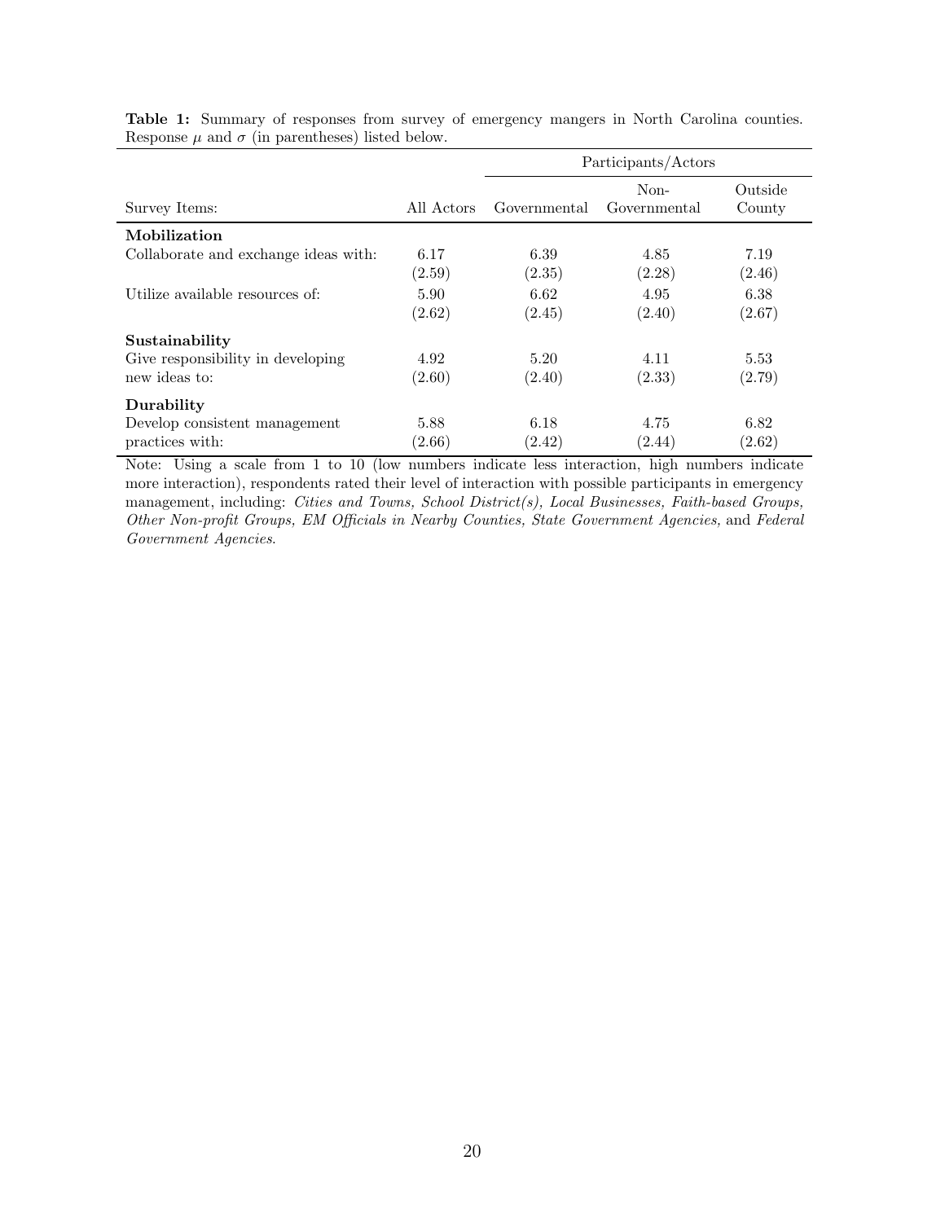**Table 1:** Summary of responses from survey of emergency mangers in North Carolina counties. Response $\mu$ and $\sigma$ (in parentheses) listed below.

| | | Participants/Actors | | |
|---|---|---|---|---|
| Survey Items: | All Actors | Governmental | Non-Governmental | Outside County |
| **Mobilization** | | | | |
| Collaborate and exchange ideas with: | 6.17 | 6.39 | 4.85 | 7.19 |
| | (2.59) | (2.35) | (2.28) | (2.46) |
| Utilize available resources of: | 5.90 | 6.62 | 4.95 | 6.38 |
| | (2.62) | (2.45) | (2.40) | (2.67) |
| **Sustainability** | | | | |
| Give responsibility in developing new ideas to: | 4.92 | 5.20 | 4.11 | 5.53 |
| | (2.60) | (2.40) | (2.33) | (2.79) |
| **Durability** | | | | |
| Develop consistent management practices with: | 5.88 | 6.18 | 4.75 | 6.82 |
| | (2.66) | (2.42) | (2.44) | (2.62) |

Note: Using a scale from 1 to 10 (low numbers indicate less interaction, high numbers indicate more interaction), respondents rated their level of interaction with possible participants in emergency management, including: *Cities and Towns, School District(s), Local Businesses, Faith-based Groups, Other Non-profit Groups, EM Officials in Nearby Counties, State Government Agencies,* and *Federal Government Agencies*.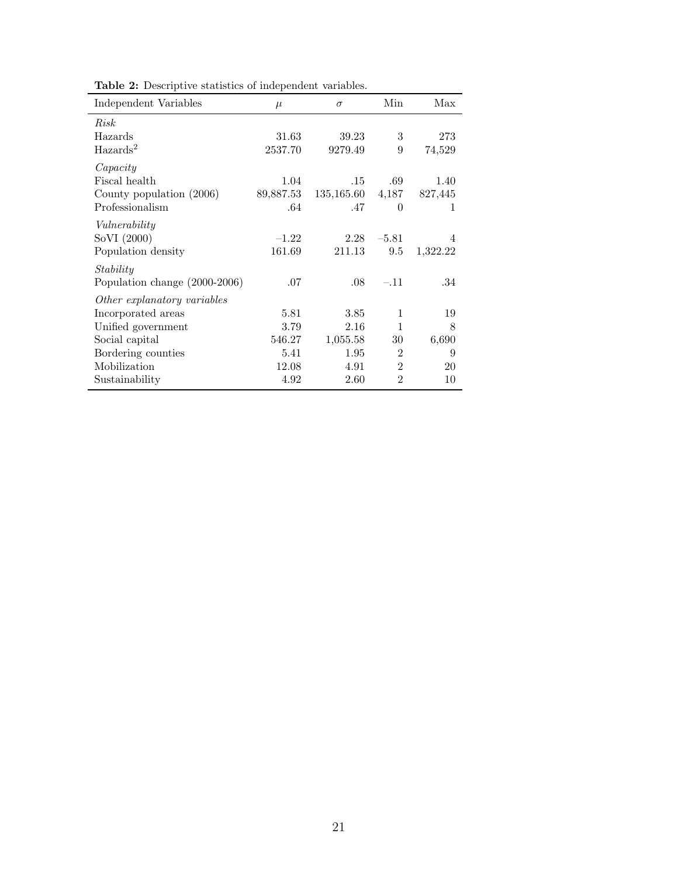**Table 2:** Descriptive statistics of independent variables.

| Independent Variables | $\mu$ | $\sigma$ | Min | Max |
|---|---|---|---|---|
| *Risk* | | | | |
| Hazards | 31.63 | 39.23 | 3 | 273 |
| Hazards$^2$ | 2537.70 | 9279.49 | 9 | 74,529 |
| *Capacity* | | | | |
| Fiscal health | 1.04 | .15 | .69 | 1.40 |
| County population (2006) | 89,887.53 | 135,165.60 | 4,187 | 827,445 |
| Professionalism | .64 | .47 | 0 | 1 |
| *Vulnerability* | | | | |
| SoVI (2000) | $-1.22$ | 2.28 | $-5.81$ | 4 |
| Population density | 161.69 | 211.13 | 9.5 | 1,322.22 |
| *Stability* | | | | |
| Population change (2000-2006) | .07 | .08 | $-.11$ | .34 |
| *Other explanatory variables* | | | | |
| Incorporated areas | 5.81 | 3.85 | 1 | 19 |
| Unified government | 3.79 | 2.16 | 1 | 8 |
| Social capital | 546.27 | 1,055.58 | 30 | 6,690 |
| Bordering counties | 5.41 | 1.95 | 2 | 9 |
| Mobilization | 12.08 | 4.91 | 2 | 20 |
| Sustainability | 4.92 | 2.60 | 2 | 10 |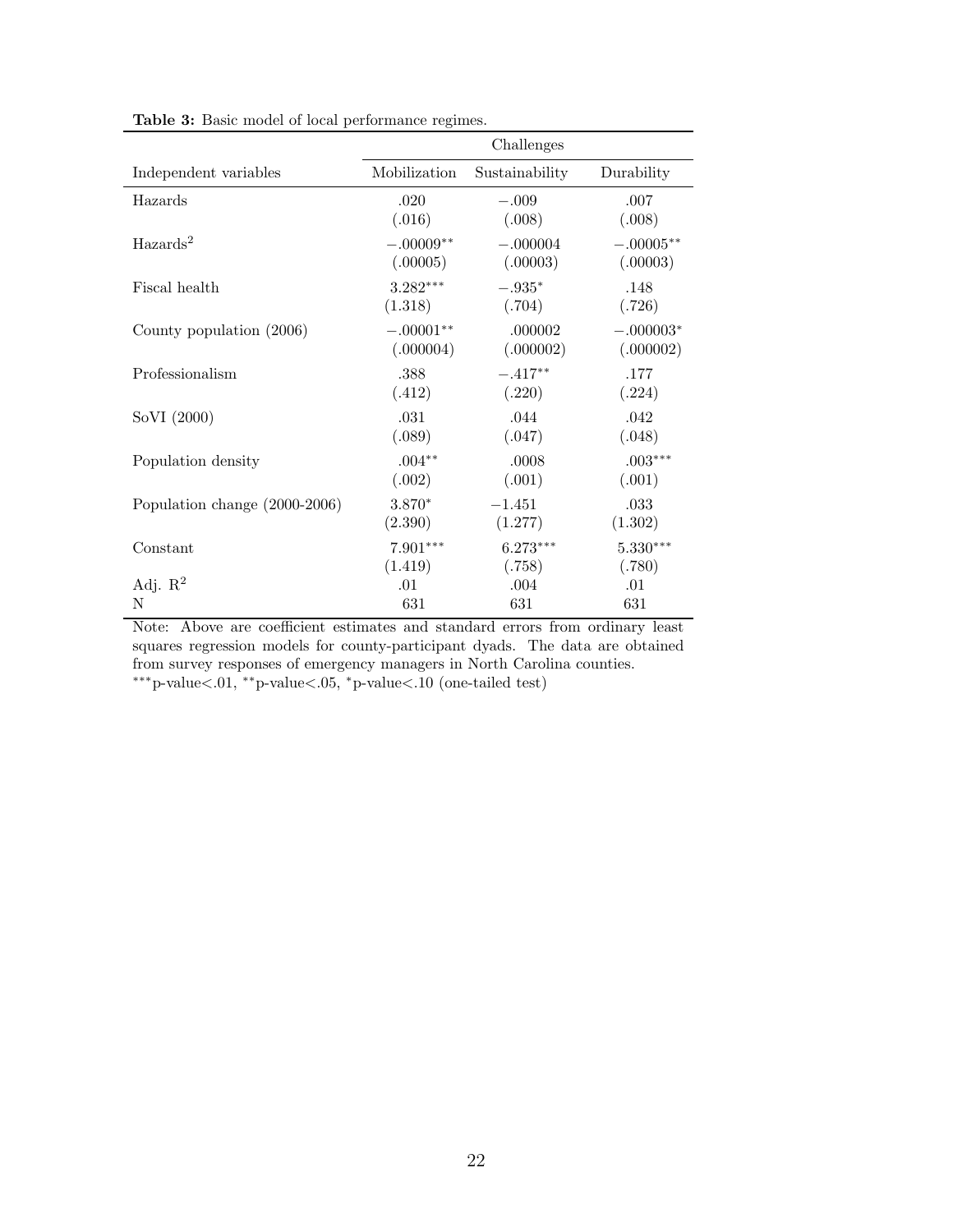**Table 3:** Basic model of local performance regimes.

| | Challenges | | |
|---|---|---|---|
| Independent variables | Mobilization | Sustainability | Durability |
| Hazards | .020 | −.009 | .007 |
| | (.016) | (.008) | (.008) |
| Hazards$^2$ | $-.00009^{**}$ | −.000004 | $-.00005^{**}$ |
| | (.00005) | (.00003) | (.00003) |
| Fiscal health | $3.282^{***}$ | $-.935^{*}$ | .148 |
| | (1.318) | (.704) | (.726) |
| County population (2006) | $-.00001^{**}$ | .000002 | $-.000003^{*}$ |
| | (.000004) | (.000002) | (.000002) |
| Professionalism | .388 | $-.417^{**}$ | .177 |
| | (.412) | (.220) | (.224) |
| SoVI (2000) | .031 | .044 | .042 |
| | (.089) | (.047) | (.048) |
| Population density | $.004^{**}$ | .0008 | $.003^{***}$ |
| | (.002) | (.001) | (.001) |
| Population change (2000-2006) | $3.870^{*}$ | −1.451 | .033 |
| | (2.390) | (1.277) | (1.302) |
| Constant | $7.901^{***}$ | $6.273^{***}$ | $5.330^{***}$ |
| | (1.419) | (.758) | (.780) |
| Adj. $R^2$ | .01 | .004 | .01 |
| N | 631 | 631 | 631 |

Note: Above are coefficient estimates and standard errors from ordinary least squares regression models for county-participant dyads. The data are obtained from survey responses of emergency managers in North Carolina counties.
$^{***}$p-value<.01, $^{**}$p-value<.05, $^{*}$p-value<.10 (one-tailed test)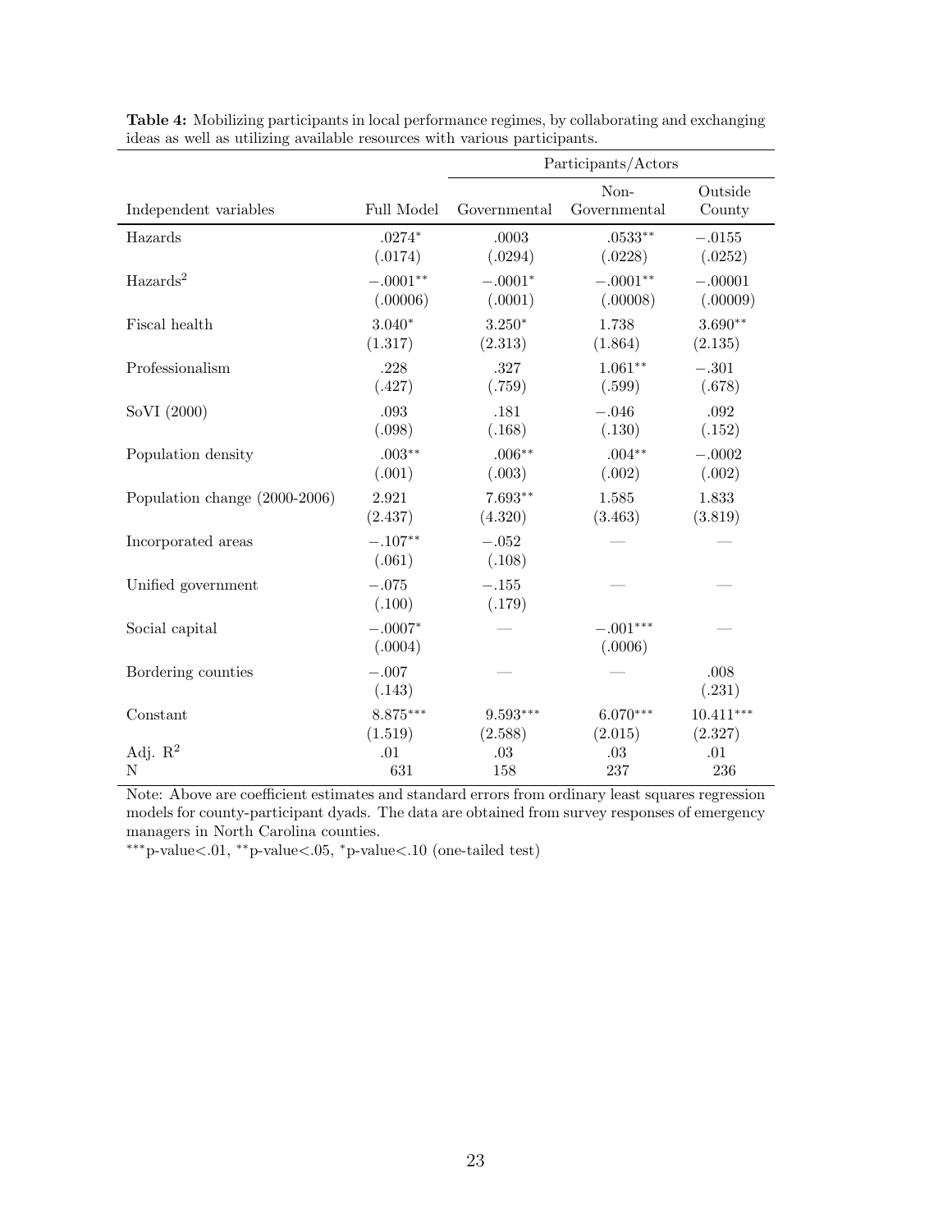**Table 4:** Mobilizing participants in local performance regimes, by collaborating and exchanging ideas as well as utilizing available resources with various participants.

| | | Participants/Actors | | |
|---|---|---|---|---|
| Independent variables | Full Model | Governmental | Non-Governmental | Outside County |
| Hazards | .0274* | .0003 | .0533** | −.0155 |
| | (.0174) | (.0294) | (.0228) | (.0252) |
| Hazards$^2$ | −.0001** | −.0001* | −.0001** | −.00001 |
| | (.00006) | (.0001) | (.00008) | (.00009) |
| Fiscal health | 3.040* | 3.250* | 1.738 | 3.690** |
| | (1.317) | (2.313) | (1.864) | (2.135) |
| Professionalism | .228 | .327 | 1.061** | −.301 |
| | (.427) | (.759) | (.599) | (.678) |
| SoVI (2000) | .093 | .181 | −.046 | .092 |
| | (.098) | (.168) | (.130) | (.152) |
| Population density | .003** | .006** | .004** | −.0002 |
| | (.001) | (.003) | (.002) | (.002) |
| Population change (2000-2006) | 2.921 | 7.693** | 1.585 | 1.833 |
| | (2.437) | (4.320) | (3.463) | (3.819) |
| Incorporated areas | −.107** | −.052 | — | — |
| | (.061) | (.108) | | |
| Unified government | −.075 | −.155 | — | — |
| | (.100) | (.179) | | |
| Social capital | −.0007* | — | −.001*** | — |
| | (.0004) | | (.0006) | |
| Bordering counties | −.007 | — | — | .008 |
| | (.143) | | | (.231) |
| Constant | 8.875*** | 9.593*** | 6.070*** | 10.411*** |
| | (1.519) | (2.588) | (2.015) | (2.327) |
| Adj. $R^2$ | .01 | .03 | .03 | .01 |
| N | 631 | 158 | 237 | 236 |

Note: Above are coefficient estimates and standard errors from ordinary least squares regression models for county-participant dyads. The data are obtained from survey responses of emergency managers in North Carolina counties.

***p-value<.01, **p-value<.05, *p-value<.10 (one-tailed test)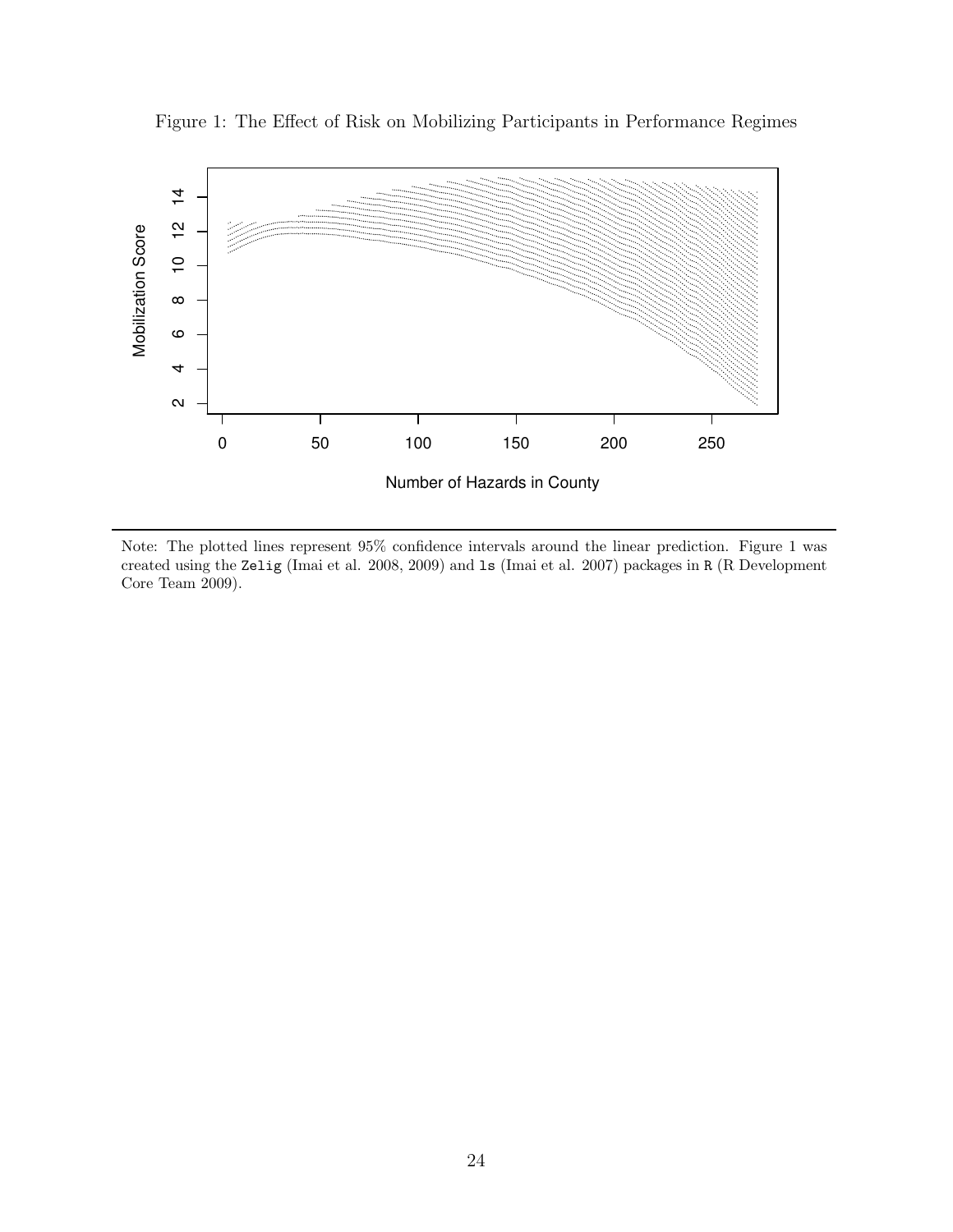Figure 1: The Effect of Risk on Mobilizing Participants in Performance Regimes

Note: The plotted lines represent 95% confidence intervals around the linear prediction. Figure 1 was created using the Zelig (Imai et al. 2008, 2009) and ls (Imai et al. 2007) packages in R (R Development Core Team 2009).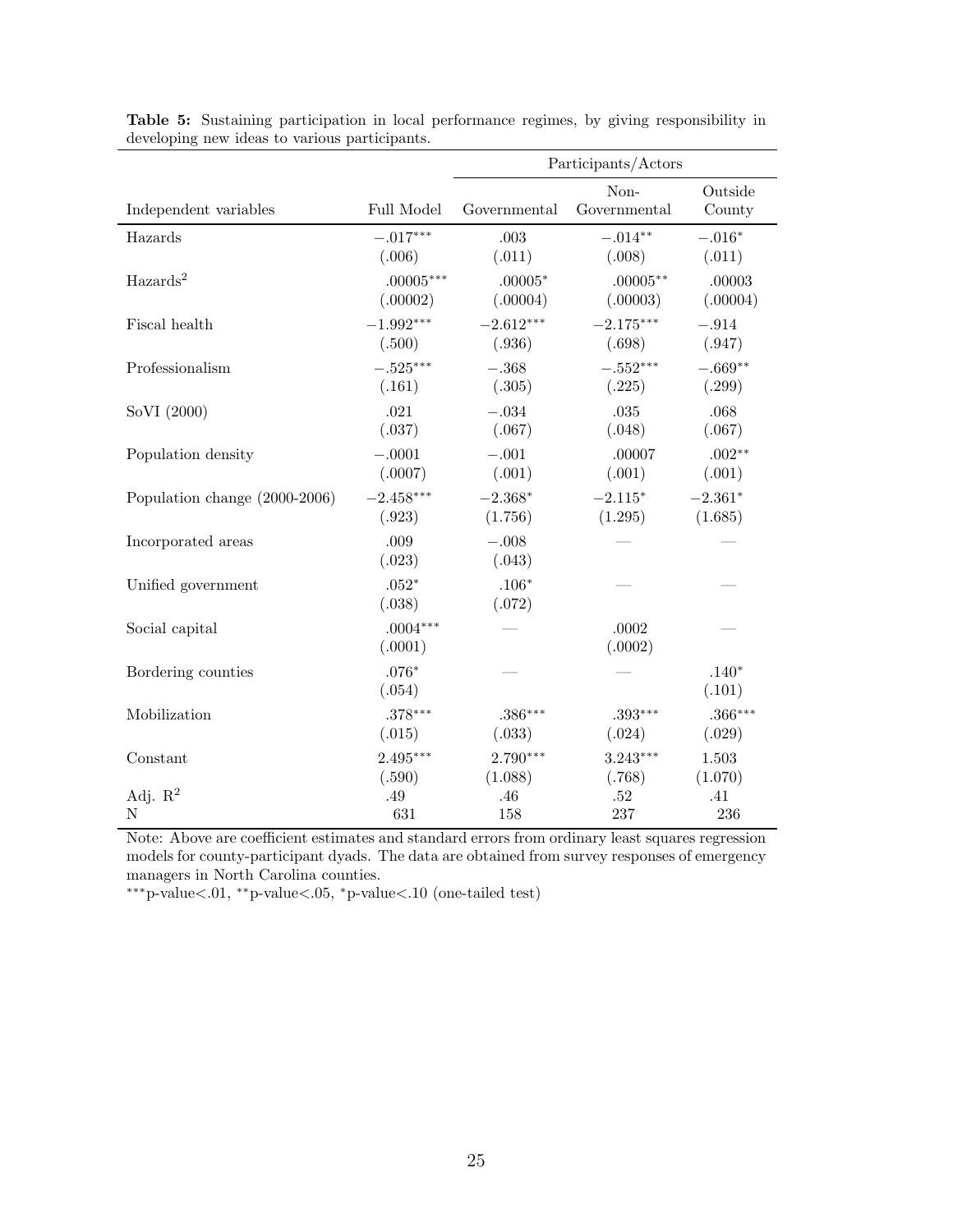**Table 5:** Sustaining participation in local performance regimes, by giving responsibility in developing new ideas to various participants.

| | | Participants/Actors | | |
|---|---|---|---|---|
| Independent variables | Full Model | Governmental | Non-Governmental | Outside County |
| Hazards | $-.017^{***}$ | .003 | $-.014^{**}$ | $-.016^{*}$ |
| | (.006) | (.011) | (.008) | (.011) |
| $\text{Hazards}^2$ | $.00005^{***}$ | $.00005^{*}$ | $.00005^{**}$ | .00003 |
| | (.00002) | (.00004) | (.00003) | (.00004) |
| Fiscal health | $-1.992^{***}$ | $-2.612^{***}$ | $-2.175^{***}$ | $-.914$ |
| | (.500) | (.936) | (.698) | (.947) |
| Professionalism | $-.525^{***}$ | $-.368$ | $-.552^{***}$ | $-.669^{**}$ |
| | (.161) | (.305) | (.225) | (.299) |
| SoVI (2000) | .021 | $-.034$ | .035 | .068 |
| | (.037) | (.067) | (.048) | (.067) |
| Population density | $-.0001$ | $-.001$ | .00007 | $.002^{**}$ |
| | (.0007) | (.001) | (.001) | (.001) |
| Population change (2000-2006) | $-2.458^{***}$ | $-2.368^{*}$ | $-2.115^{*}$ | $-2.361^{*}$ |
| | (.923) | (1.756) | (1.295) | (1.685) |
| Incorporated areas | .009 | $-.008$ | — | — |
| | (.023) | (.043) | | |
| Unified government | $.052^{*}$ | $.106^{*}$ | — | — |
| | (.038) | (.072) | | |
| Social capital | $.0004^{***}$ | — | .0002 | — |
| | (.0001) | | (.0002) | |
| Bordering counties | $.076^{*}$ | — | — | $.140^{*}$ |
| | (.054) | | | (.101) |
| Mobilization | $.378^{***}$ | $.386^{***}$ | $.393^{***}$ | $.366^{***}$ |
| | (.015) | (.033) | (.024) | (.029) |
| Constant | $2.495^{***}$ | $2.790^{***}$ | $3.243^{***}$ | 1.503 |
| | (.590) | (1.088) | (.768) | (1.070) |
| Adj. $R^2$ | .49 | .46 | .52 | .41 |
| N | 631 | 158 | 237 | 236 |

Note: Above are coefficient estimates and standard errors from ordinary least squares regression models for county-participant dyads. The data are obtained from survey responses of emergency managers in North Carolina counties.

$^{***}$p-value<.01, $^{**}$p-value<.05, $^{*}$p-value<.10 (one-tailed test)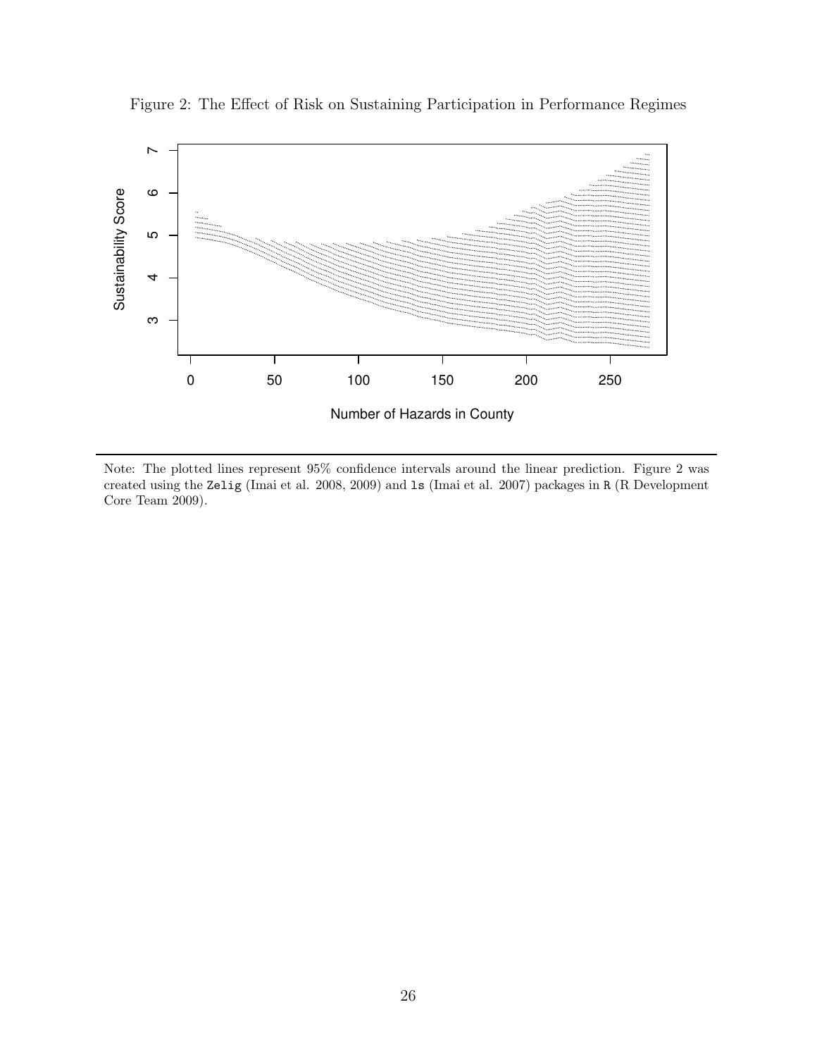Figure 2: The Effect of Risk on Sustaining Participation in Performance Regimes

Note: The plotted lines represent 95% confidence intervals around the linear prediction. Figure 2 was created using the `Zelig` (Imai et al. 2008, 2009) and `ls` (Imai et al. 2007) packages in `R` (R Development Core Team 2009).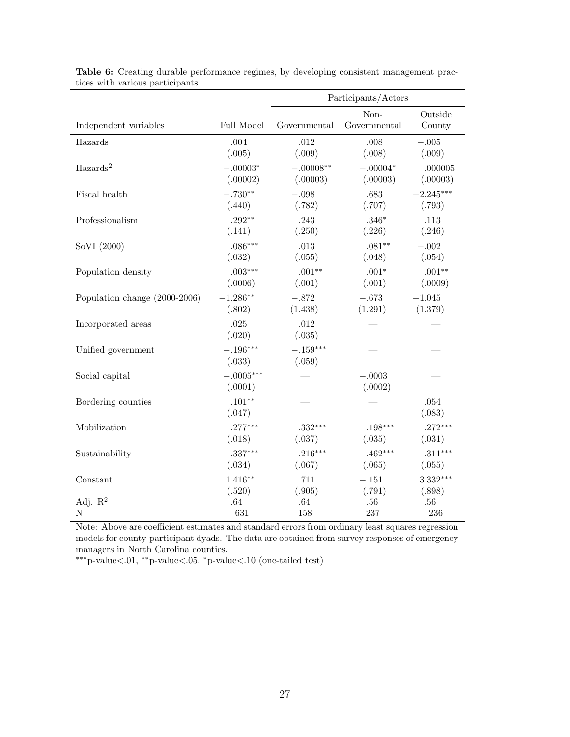**Table 6:** Creating durable performance regimes, by developing consistent management practices with various participants.

| | | Participants/Actors | | |
|---|---|---|---|---|
| Independent variables | Full Model | Governmental | Non-Governmental | Outside County |
| Hazards | .004 | .012 | .008 | $-.005$ |
| | (.005) | (.009) | (.008) | (.009) |
| Hazards$^2$ | $-.00003^{*}$ | $-.00008^{**}$ | $-.00004^{*}$ | .000005 |
| | (.00002) | (.00003) | (.00003) | (.00003) |
| Fiscal health | $-.730^{**}$ | $-.098$ | .683 | $-2.245^{***}$ |
| | (.440) | (.782) | (.707) | (.793) |
| Professionalism | $.292^{**}$ | .243 | $.346^{*}$ | .113 |
| | (.141) | (.250) | (.226) | (.246) |
| SoVI (2000) | $.086^{***}$ | .013 | $.081^{**}$ | $-.002$ |
| | (.032) | (.055) | (.048) | (.054) |
| Population density | $.003^{***}$ | $.001^{**}$ | $.001^{*}$ | $.001^{**}$ |
| | (.0006) | (.001) | (.001) | (.0009) |
| Population change (2000-2006) | $-1.286^{**}$ | $-.872$ | $-.673$ | $-1.045$ |
| | (.802) | (1.438) | (1.291) | (1.379) |
| Incorporated areas | .025 | .012 | — | — |
| | (.020) | (.035) | | |
| Unified government | $-.196^{***}$ | $-.159^{***}$ | — | — |
| | (.033) | (.059) | | |
| Social capital | $-.0005^{***}$ | — | $-.0003$ | — |
| | (.0001) | | (.0002) | |
| Bordering counties | $.101^{**}$ | — | — | .054 |
| | (.047) | | | (.083) |
| Mobilization | $.277^{***}$ | $.332^{***}$ | $.198^{***}$ | $.272^{***}$ |
| | (.018) | (.037) | (.035) | (.031) |
| Sustainability | $.337^{***}$ | $.216^{***}$ | $.462^{***}$ | $.311^{***}$ |
| | (.034) | (.067) | (.065) | (.055) |
| Constant | $1.416^{**}$ | .711 | $-.151$ | $3.332^{***}$ |
| | (.520) | (.905) | (.791) | (.898) |
| Adj. $R^2$ | .64 | .64 | .56 | .56 |
| N | 631 | 158 | 237 | 236 |

Note: Above are coefficient estimates and standard errors from ordinary least squares regression models for county-participant dyads. The data are obtained from survey responses of emergency managers in North Carolina counties.

$^{***}$p-value<.01, $^{**}$p-value<.05, $^{*}$p-value<.10 (one-tailed test)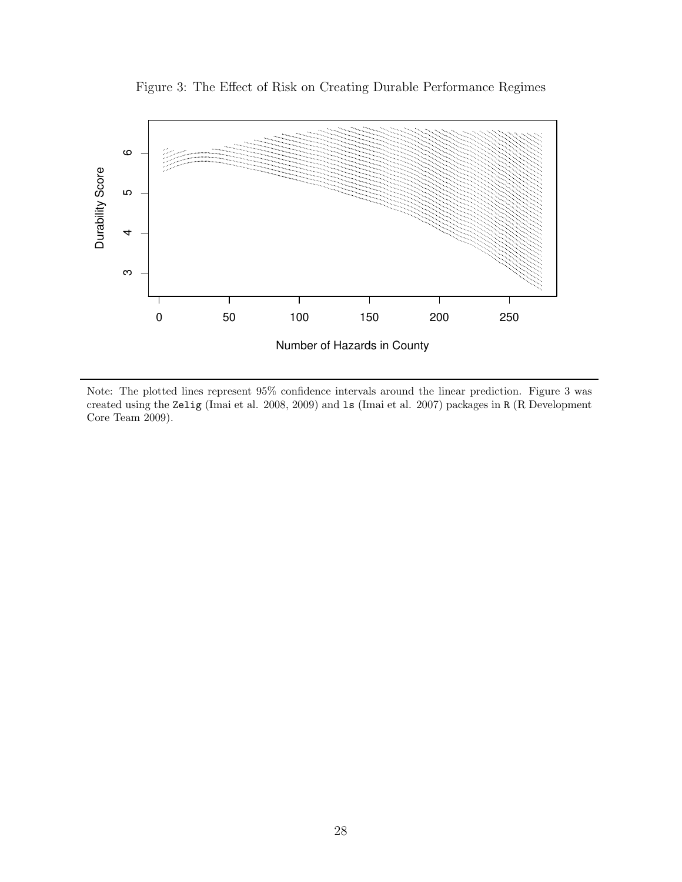Figure 3: The Effect of Risk on Creating Durable Performance Regimes

Durability Score

3
4
5
6

0
50
100
150
200
250

Number of Hazards in County

Note: The plotted lines represent 95% confidence intervals around the linear prediction. Figure 3 was created using the Zelig (Imai et al. 2008, 2009) and ls (Imai et al. 2007) packages in R (R Development Core Team 2009).